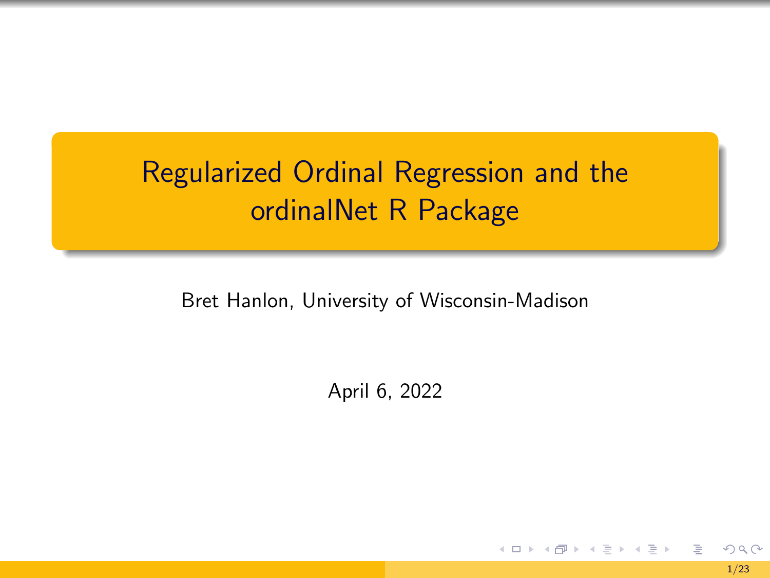# Regularized Ordinal Regression and the ordinalNet R Package

Bret Hanlon, University of Wisconsin-Madison

April 6, 2022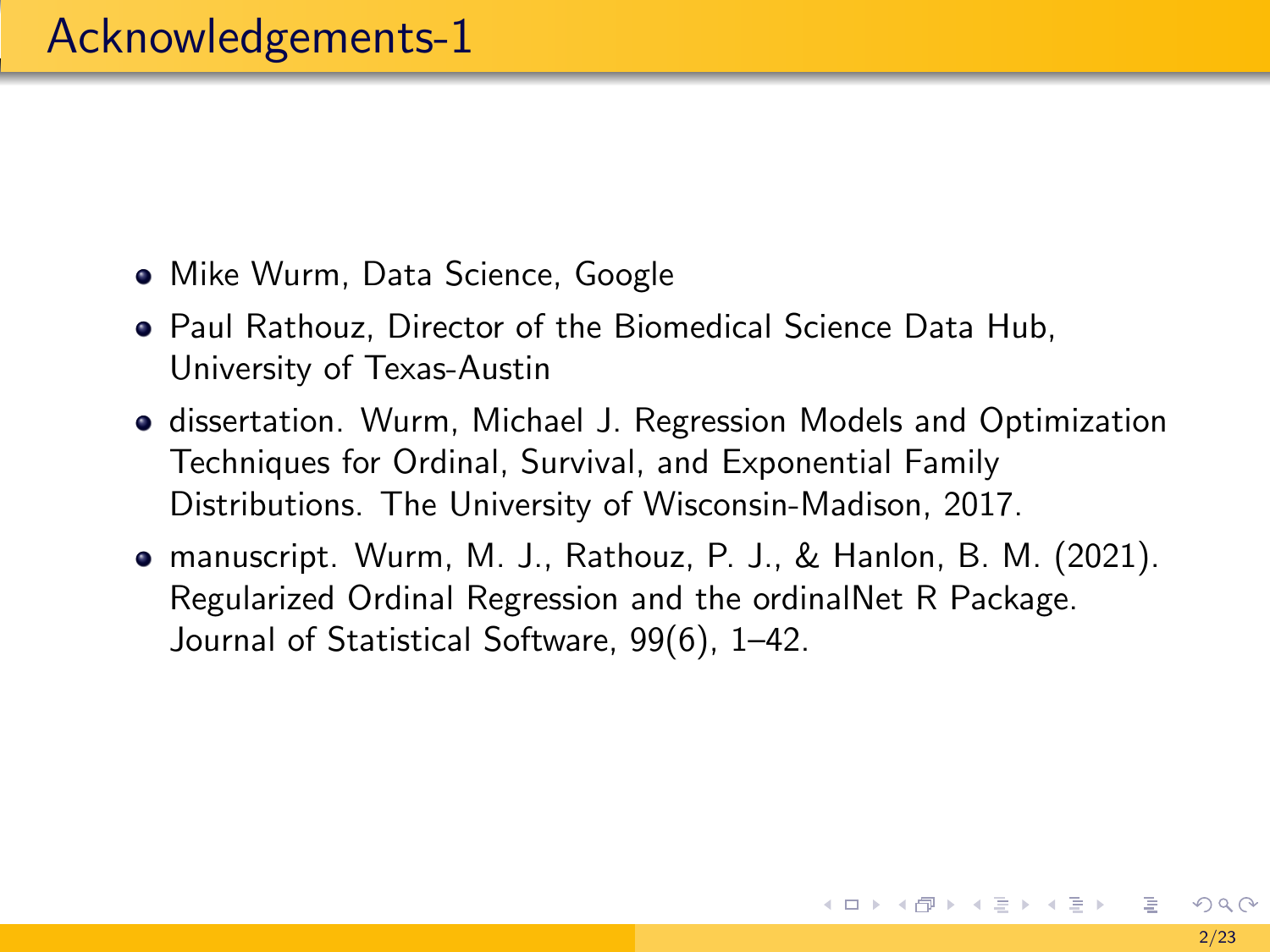# Acknowledgements-1

- Mike Wurm, Data Science, Google
- Paul Rathouz, Director of the Biomedical Science Data Hub, University of Texas-Austin
- dissertation. Wurm, Michael J. Regression Models and Optimization Techniques for Ordinal, Survival, and Exponential Family Distributions. The University of Wisconsin-Madison, 2017.
- manuscript. Wurm, M. J., Rathouz, P. J., & Hanlon, B. M. (2021). Regularized Ordinal Regression and the ordinalNet R Package. Journal of Statistical Software, 99(6), 1–42.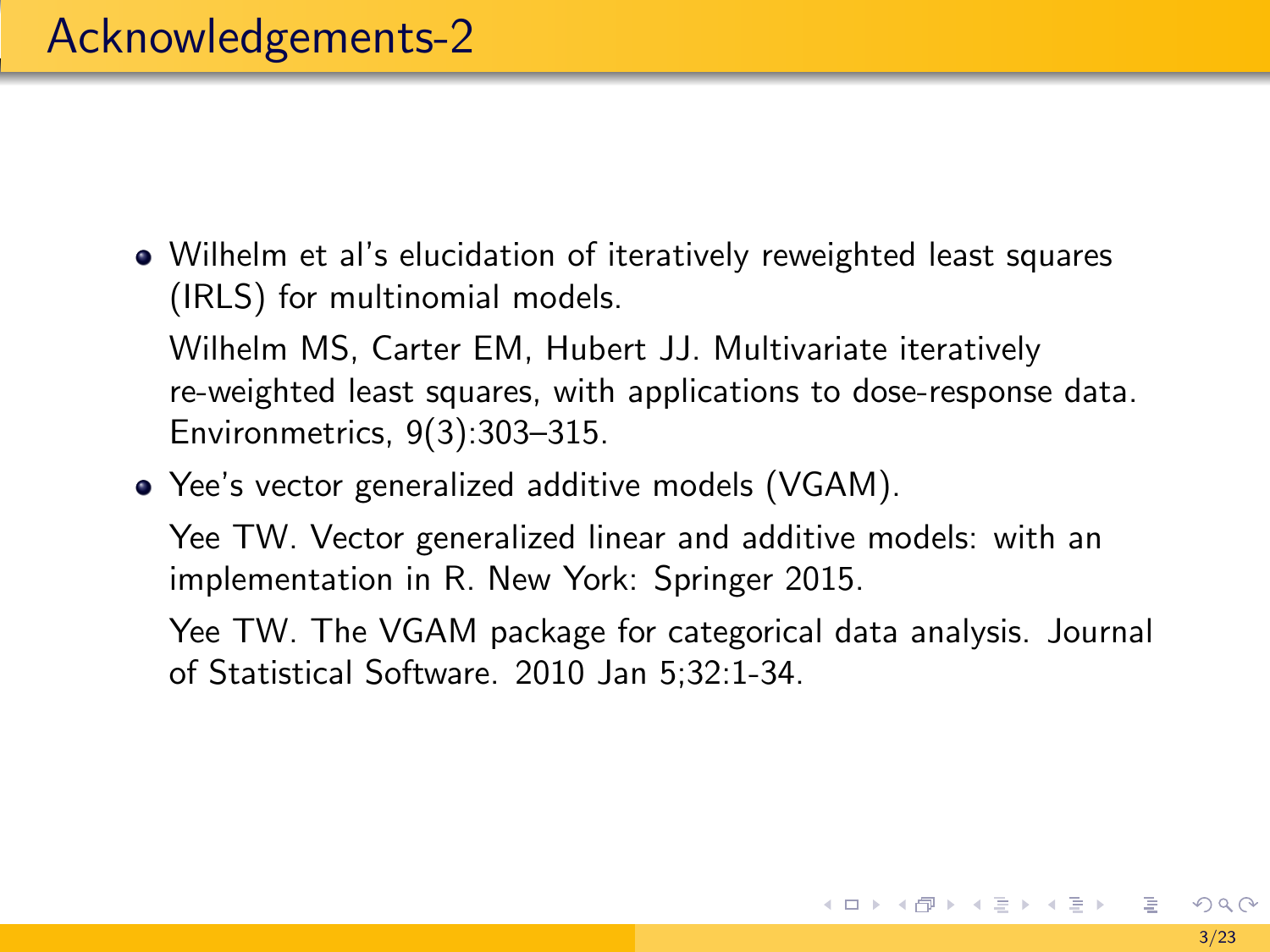# Acknowledgements-2

- Wilhelm et al's elucidation of iteratively reweighted least squares (IRLS) for multinomial models.

  Wilhelm MS, Carter EM, Hubert JJ. Multivariate iteratively re-weighted least squares, with applications to dose-response data. Environmetrics, 9(3):303–315.

- Yee's vector generalized additive models (VGAM).

  Yee TW. Vector generalized linear and additive models: with an implementation in R. New York: Springer 2015.

  Yee TW. The VGAM package for categorical data analysis. Journal of Statistical Software. 2010 Jan 5;32:1-34.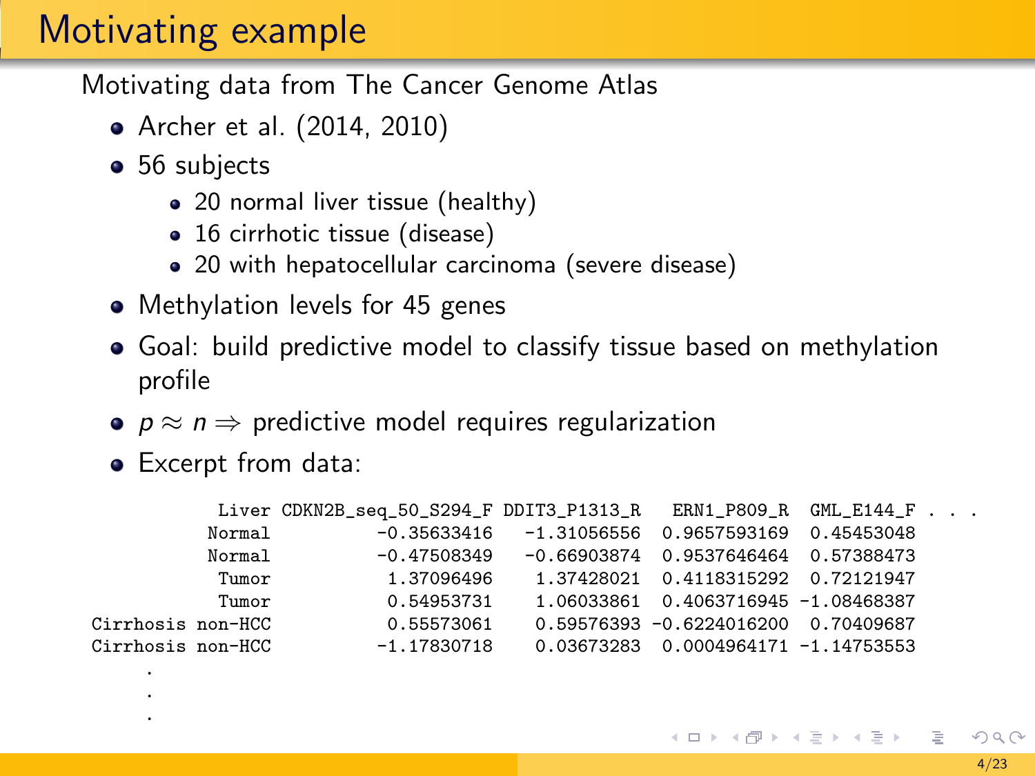# Motivating example

Motivating data from The Cancer Genome Atlas

- Archer et al. (2014, 2010)
- 56 subjects
  - 20 normal liver tissue (healthy)
  - 16 cirrhotic tissue (disease)
  - 20 with hepatocellular carcinoma (severe disease)
- Methylation levels for 45 genes
- Goal: build predictive model to classify tissue based on methylation profile
- $p \approx n \Rightarrow$ predictive model requires regularization
- Excerpt from data:

```
         Liver CDKN2B_seq_50_S294_F DDIT3_P1313_R   ERN1_P809_R  GML_E144_F . . .
        Normal          -0.35633416   -1.31056556  0.9657593169  0.45453048
        Normal          -0.47508349   -0.66903874  0.9537646464  0.57388473
         Tumor           1.37096496    1.37428021  0.4118315292  0.72121947
         Tumor           0.54953731    1.06033861  0.4063716945 -1.08468387
Cirrhosis non-HCC        0.55573061    0.59576393 -0.6224016200  0.70409687
Cirrhosis non-HCC       -1.17830718    0.03673283  0.0004964171 -1.14753553
     .
     .
     .
```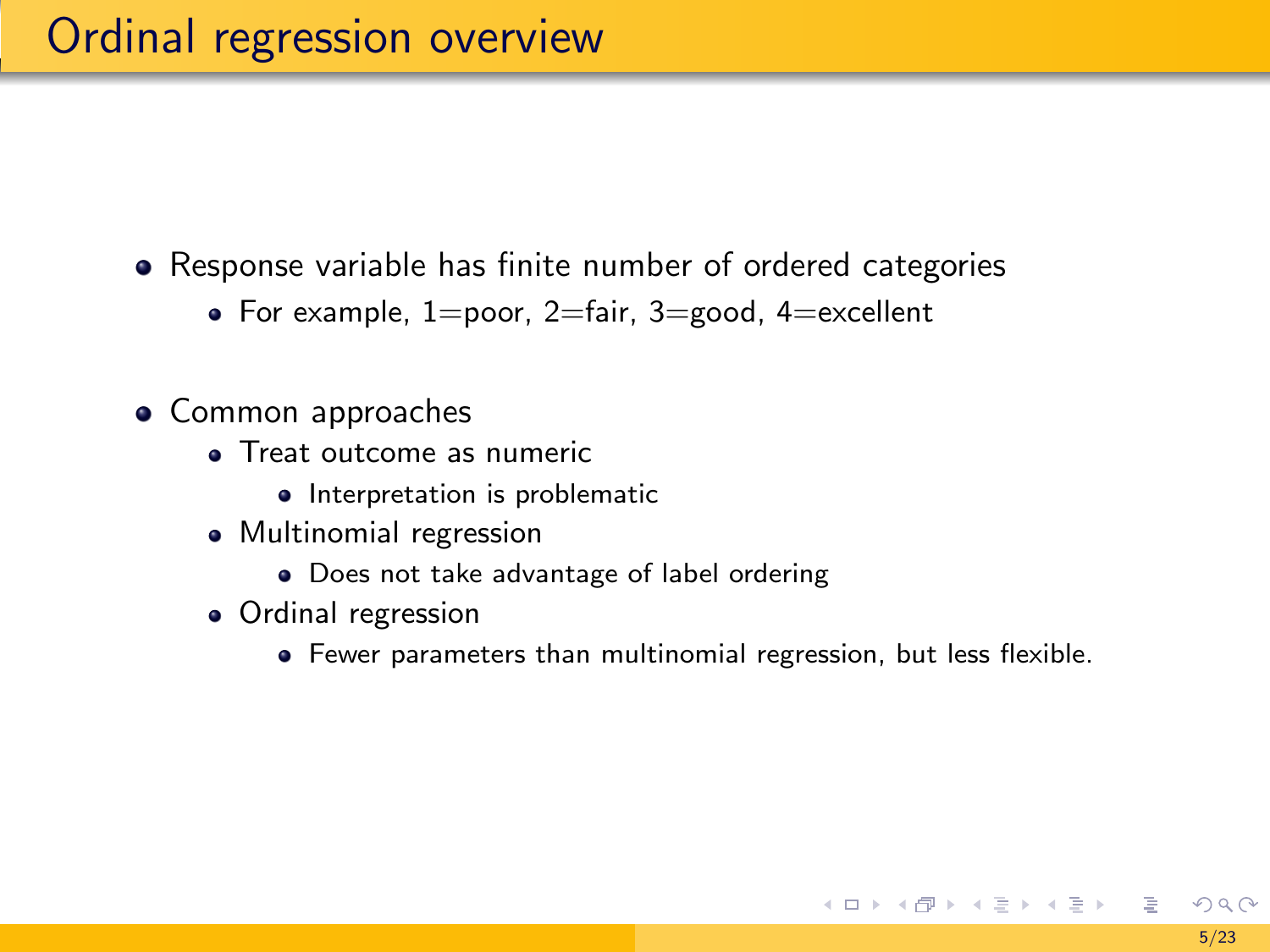# Ordinal regression overview

- Response variable has finite number of ordered categories
  - For example, 1=poor, 2=fair, 3=good, 4=excellent

- Common approaches
  - Treat outcome as numeric
    - Interpretation is problematic
  - Multinomial regression
    - Does not take advantage of label ordering
  - Ordinal regression
    - Fewer parameters than multinomial regression, but less flexible.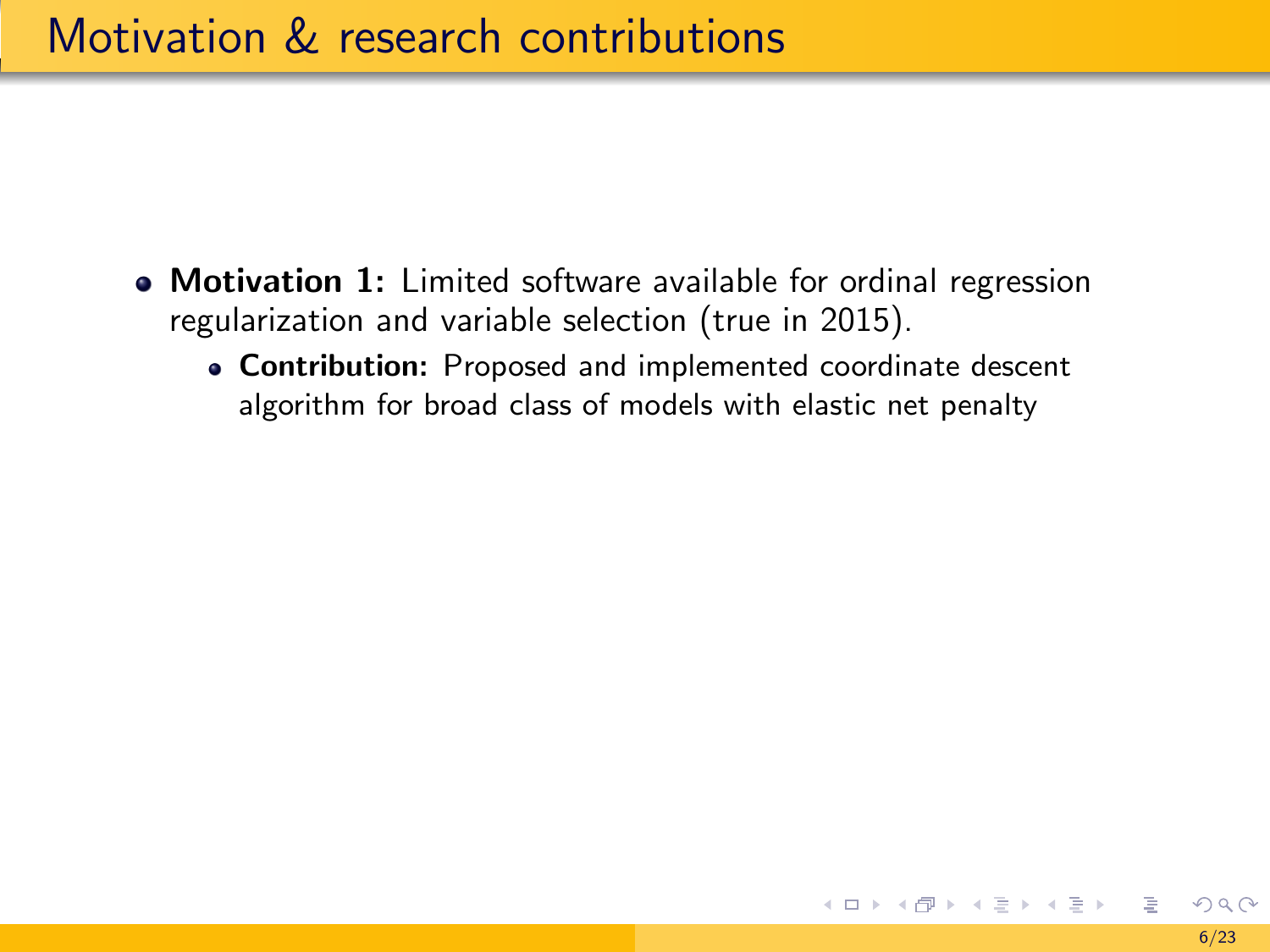# Motivation & research contributions

- **Motivation 1:** Limited software available for ordinal regression regularization and variable selection (true in 2015).
  - **Contribution:** Proposed and implemented coordinate descent algorithm for broad class of models with elastic net penalty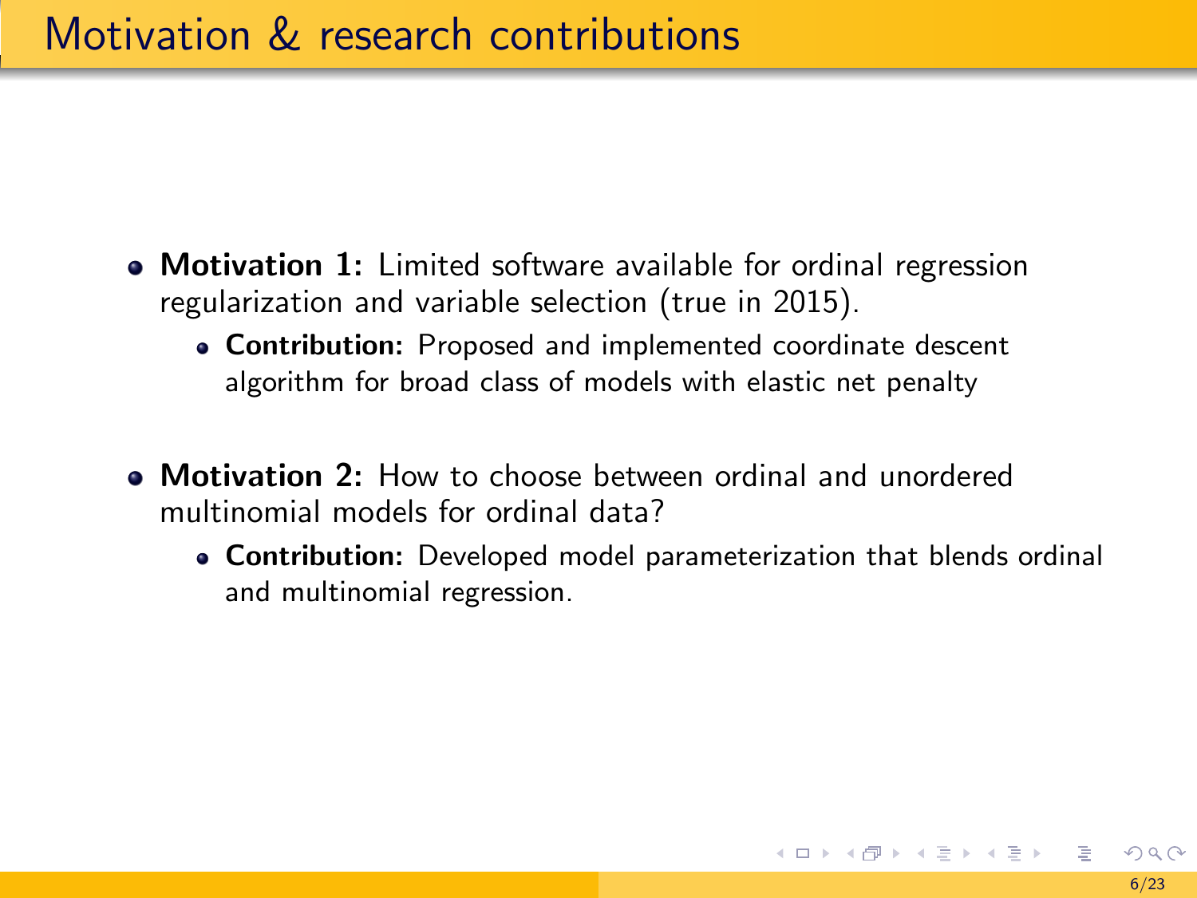# Motivation & research contributions

- **Motivation 1:** Limited software available for ordinal regression regularization and variable selection (true in 2015).
  - **Contribution:** Proposed and implemented coordinate descent algorithm for broad class of models with elastic net penalty
- **Motivation 2:** How to choose between ordinal and unordered multinomial models for ordinal data?
  - **Contribution:** Developed model parameterization that blends ordinal and multinomial regression.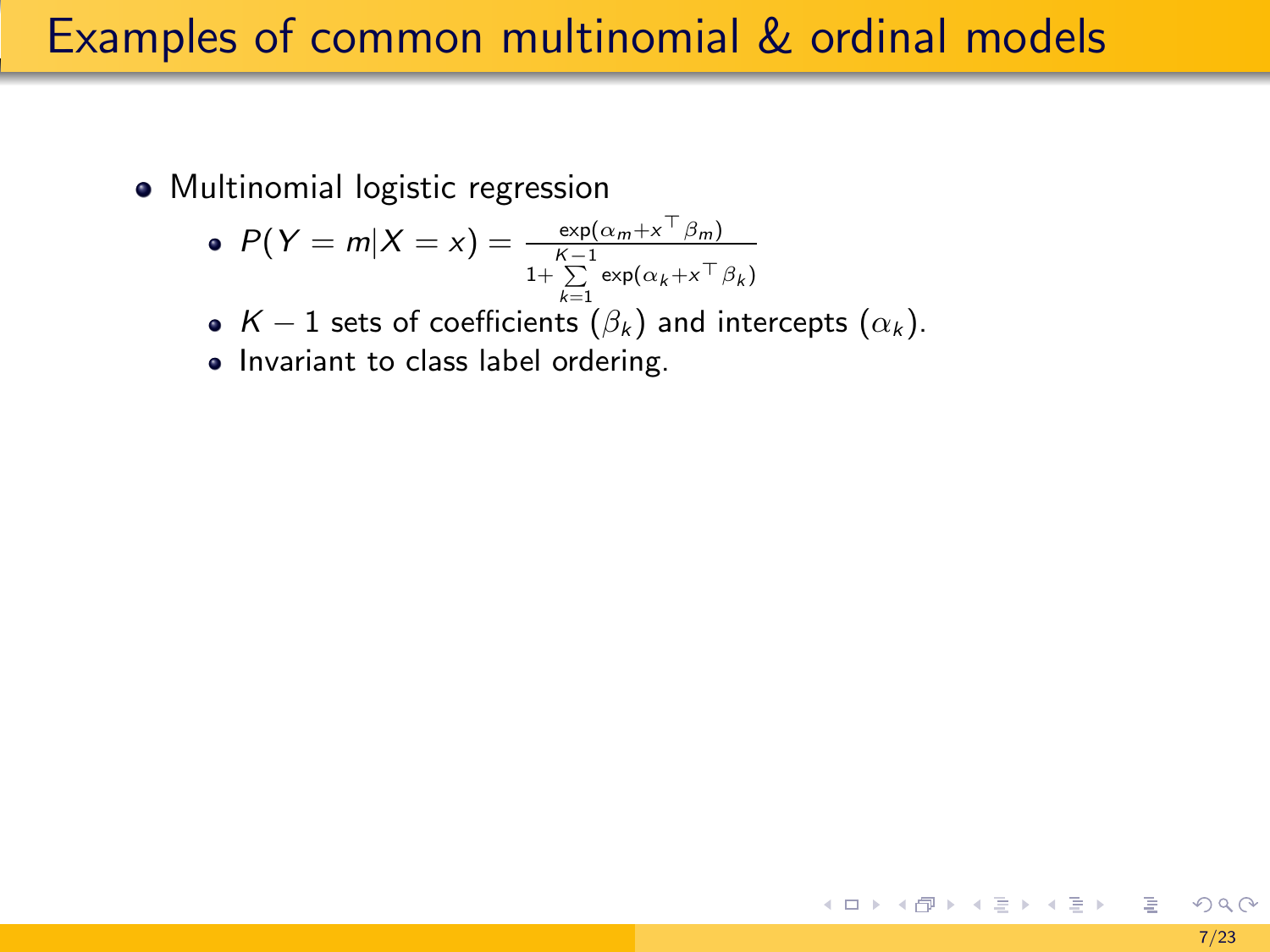# Examples of common multinomial & ordinal models

- Multinomial logistic regression
  - $P(Y = m|X = x) = \frac{\exp(\alpha_m + x^\top \beta_m)}{1 + \sum_{k=1}^{K-1} \exp(\alpha_k + x^\top \beta_k)}$
  - $K - 1$ sets of coefficients ($\beta_k$) and intercepts ($\alpha_k$).
  - Invariant to class label ordering.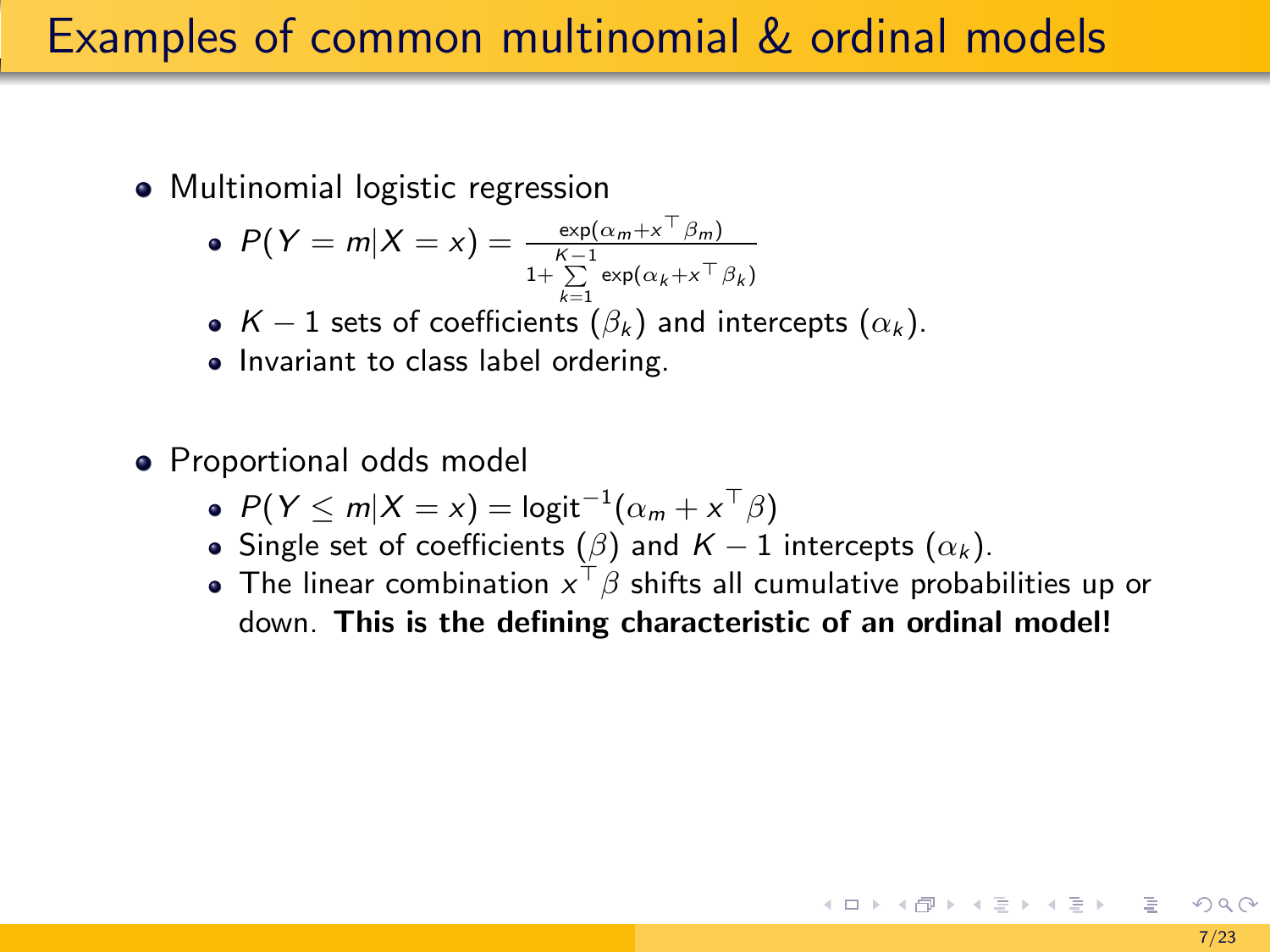# Examples of common multinomial & ordinal models

- Multinomial logistic regression
  - $P(Y = m|X = x) = \frac{\exp(\alpha_m + x^\top \beta_m)}{1 + \sum_{k=1}^{K-1} \exp(\alpha_k + x^\top \beta_k)}$
  - $K - 1$ sets of coefficients ($\beta_k$) and intercepts ($\alpha_k$).
  - Invariant to class label ordering.

- Proportional odds model
  - $P(Y \leq m|X = x) = \text{logit}^{-1}(\alpha_m + x^\top \beta)$
  - Single set of coefficients ($\beta$) and $K - 1$ intercepts ($\alpha_k$).
  - The linear combination $x^\top \beta$ shifts all cumulative probabilities up or down. **This is the defining characteristic of an ordinal model!**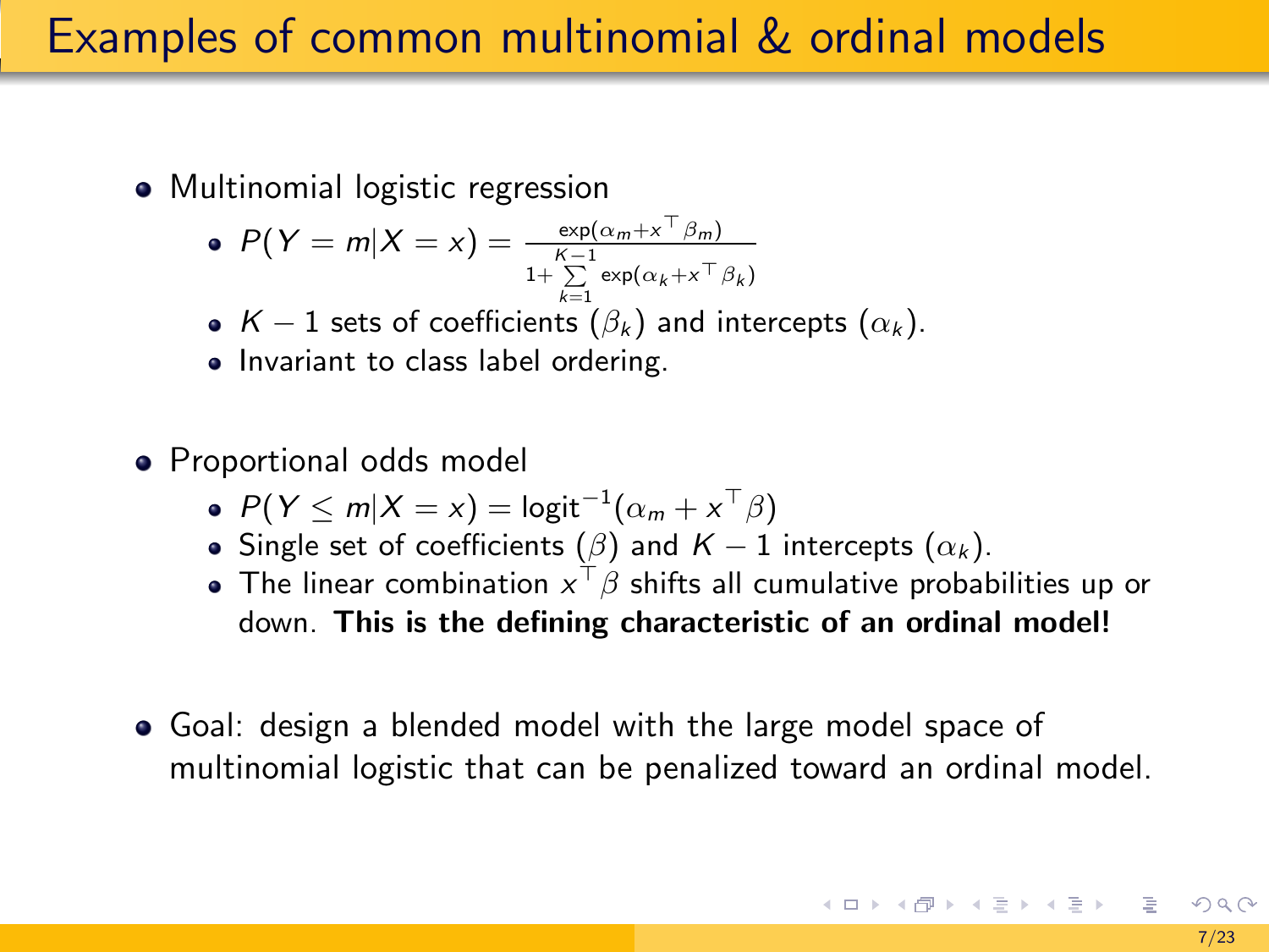# Examples of common multinomial & ordinal models

- Multinomial logistic regression
  - $P(Y = m | X = x) = \frac{\exp(\alpha_m + x^\top \beta_m)}{1 + \sum_{k=1}^{K-1} \exp(\alpha_k + x^\top \beta_k)}$
  - $K - 1$ sets of coefficients ($\beta_k$) and intercepts ($\alpha_k$).
  - Invariant to class label ordering.
- Proportional odds model
  - $P(Y \leq m | X = x) = \text{logit}^{-1}(\alpha_m + x^\top \beta)$
  - Single set of coefficients ($\beta$) and $K - 1$ intercepts ($\alpha_k$).
  - The linear combination $x^\top \beta$ shifts all cumulative probabilities up or down. **This is the defining characteristic of an ordinal model!**
- Goal: design a blended model with the large model space of multinomial logistic that can be penalized toward an ordinal model.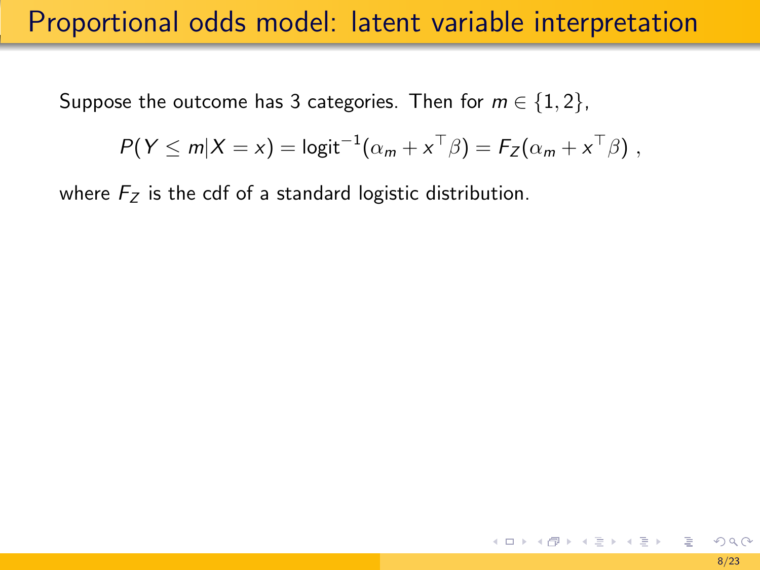# Proportional odds model: latent variable interpretation

Suppose the outcome has 3 categories. Then for $m \in \{1, 2\}$,

$$P(Y \leq m | X = x) = \text{logit}^{-1}(\alpha_m + x^\top \beta) = F_Z(\alpha_m + x^\top \beta) \ ,$$

where $F_Z$ is the cdf of a standard logistic distribution.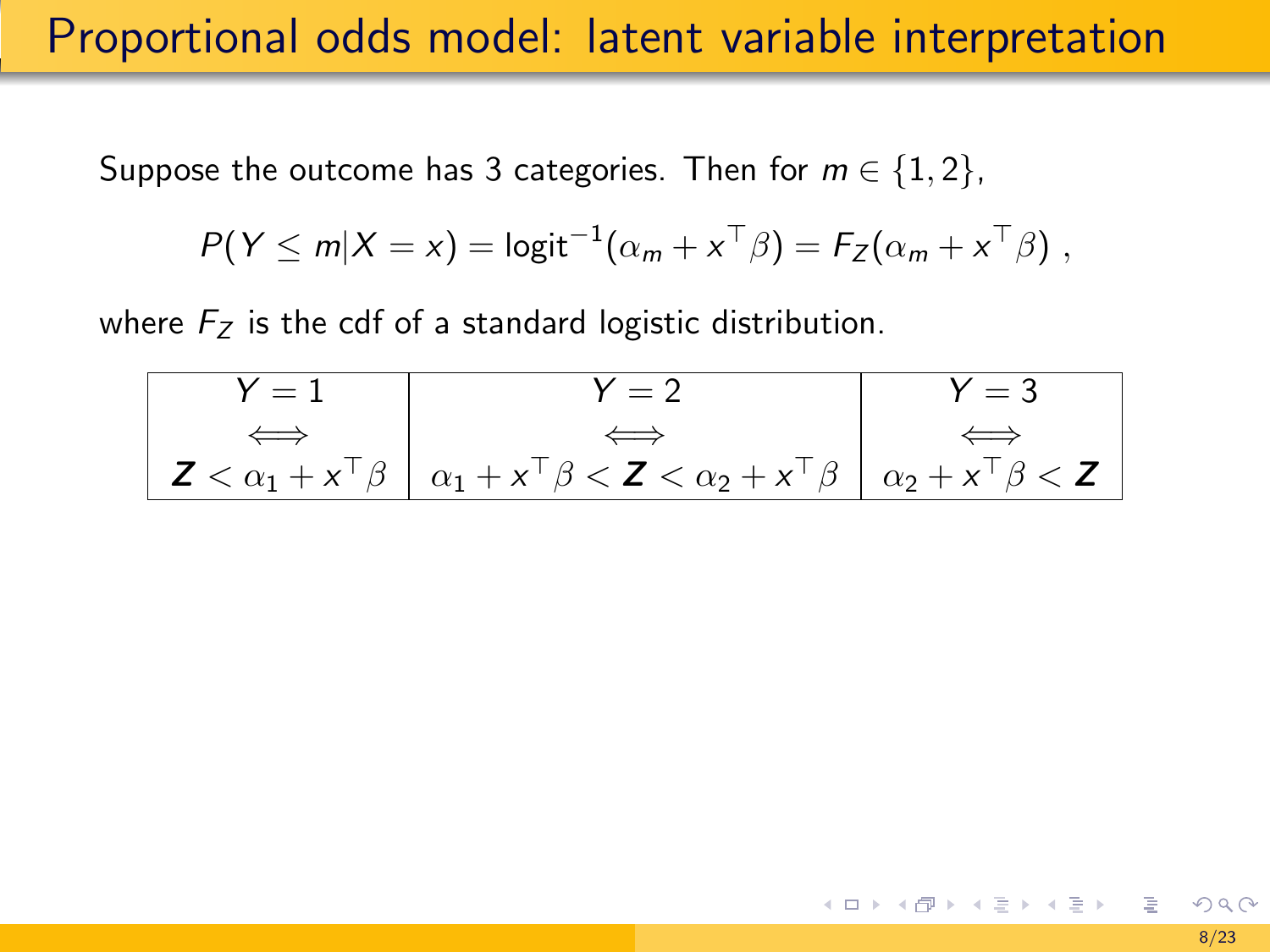# Proportional odds model: latent variable interpretation

Suppose the outcome has 3 categories. Then for $m \in \{1, 2\}$,

$$P(Y \leq m | X = x) = \text{logit}^{-1}(\alpha_m + x^\top \beta) = F_Z(\alpha_m + x^\top \beta) \ ,$$

where $F_Z$ is the cdf of a standard logistic distribution.

| $Y = 1$ | $Y = 2$ | $Y = 3$ |
|---|---|---|
| $\Longleftrightarrow$ | $\Longleftrightarrow$ | $\Longleftrightarrow$ |
| $\boldsymbol{Z} < \alpha_1 + x^\top \beta$ | $\alpha_1 + x^\top \beta < \boldsymbol{Z} < \alpha_2 + x^\top \beta$ | $\alpha_2 + x^\top \beta < \boldsymbol{Z}$ |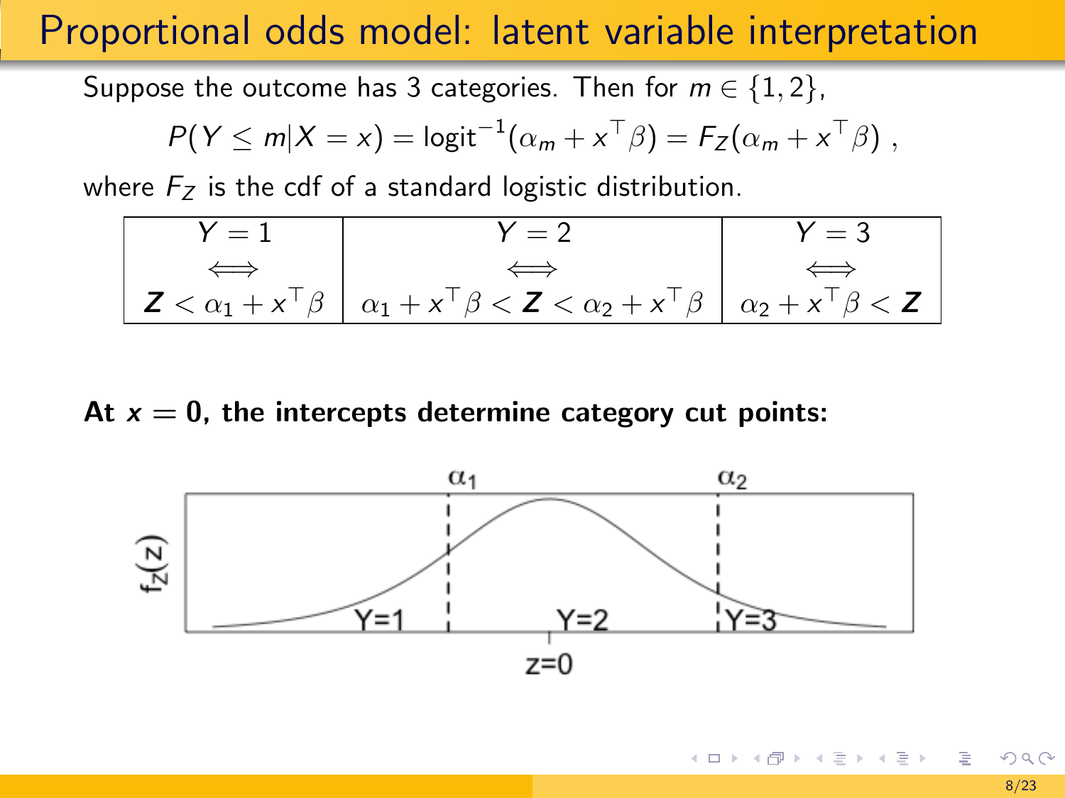# Proportional odds model: latent variable interpretation

Suppose the outcome has 3 categories. Then for $m \in \{1, 2\}$,

$$P(Y \leq m | X = x) = \text{logit}^{-1}(\alpha_m + x^\top \beta) = F_Z(\alpha_m + x^\top \beta) \ ,$$

where $F_Z$ is the cdf of a standard logistic distribution.

| $Y = 1$ | $Y = 2$ | $Y = 3$ |
|---|---|---|
| $\iff$ | $\iff$ | $\iff$ |
| $\boldsymbol{Z} < \alpha_1 + x^\top \beta$ | $\alpha_1 + x^\top \beta < \boldsymbol{Z} < \alpha_2 + x^\top \beta$ | $\alpha_2 + x^\top \beta < \boldsymbol{Z}$ |

**At $x = 0$, the intercepts determine category cut points:**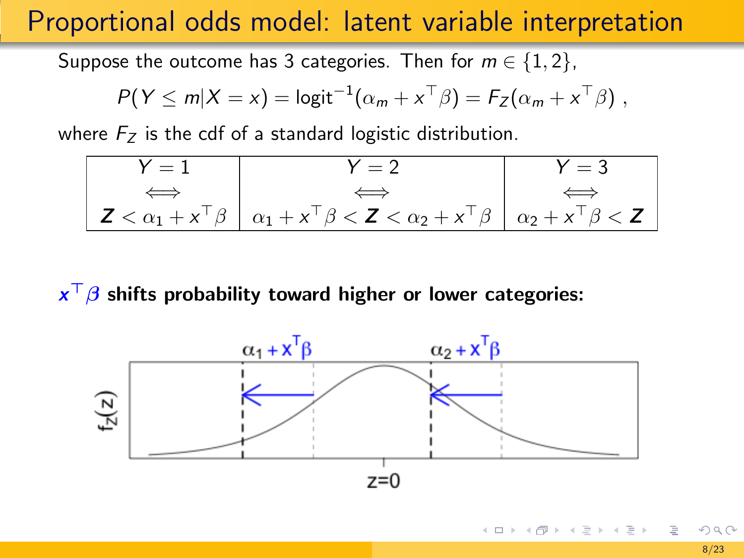# Proportional odds model: latent variable interpretation

Suppose the outcome has 3 categories. Then for $m \in \{1, 2\}$,

$$P(Y \leq m | X = x) = \text{logit}^{-1}(\alpha_m + x^\top \beta) = F_Z(\alpha_m + x^\top \beta) ,$$

where $F_Z$ is the cdf of a standard logistic distribution.

| $Y = 1$ | $Y = 2$ | $Y = 3$ |
|---|---|---|
| $\Longleftrightarrow$ | $\Longleftrightarrow$ | $\Longleftrightarrow$ |
| $\boldsymbol{Z} < \alpha_1 + x^\top \beta$ | $\alpha_1 + x^\top \beta < \boldsymbol{Z} < \alpha_2 + x^\top \beta$ | $\alpha_2 + x^\top \beta < \boldsymbol{Z}$ |

**$\boldsymbol{x^\top \beta}$ shifts probability toward higher or lower categories:**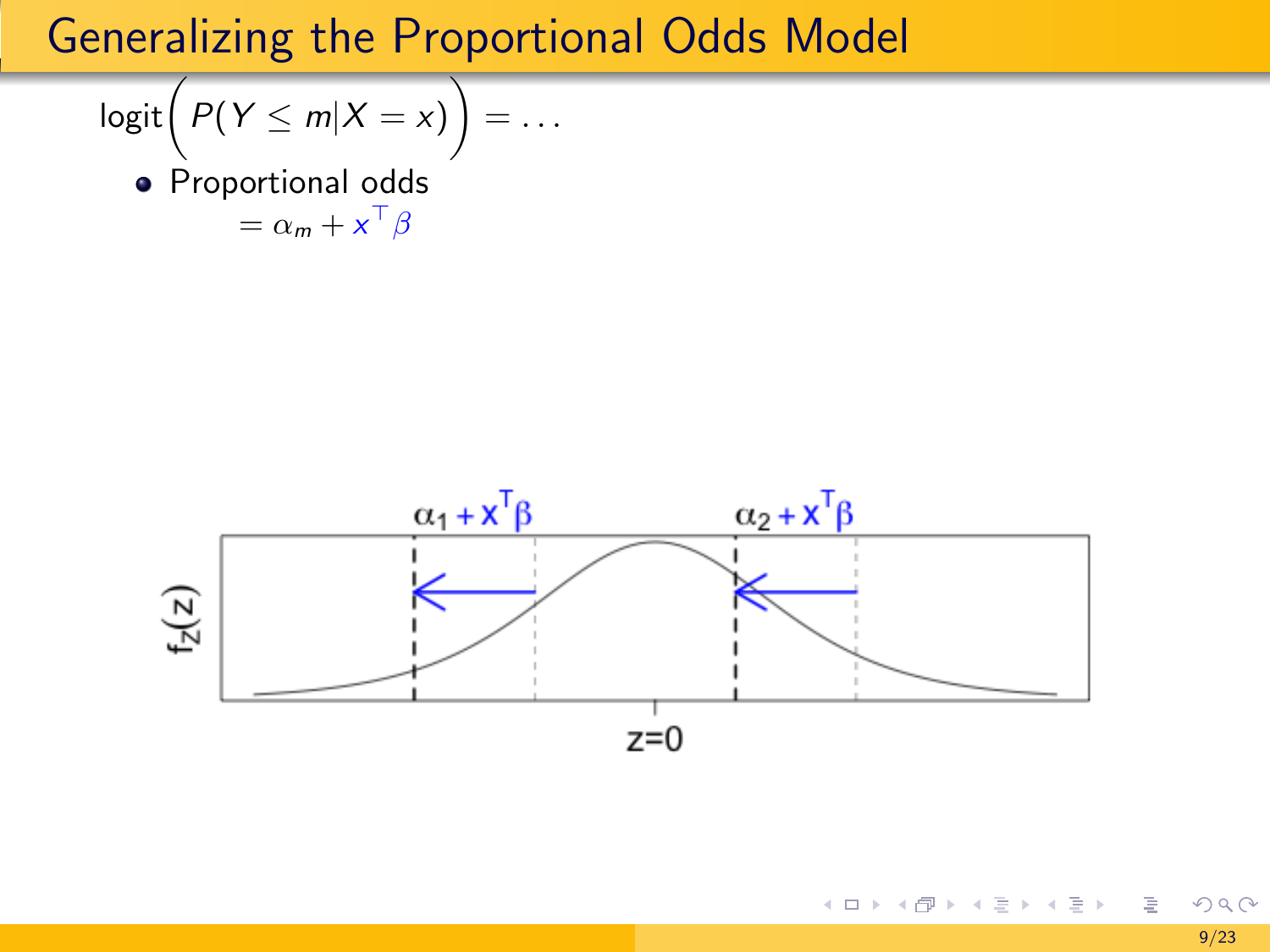# Generalizing the Proportional Odds Model

$$\text{logit}\Big( P(Y \leq m | X = x) \Big) = \ldots$$

- Proportional odds

  $= \alpha_m + x^\top \beta$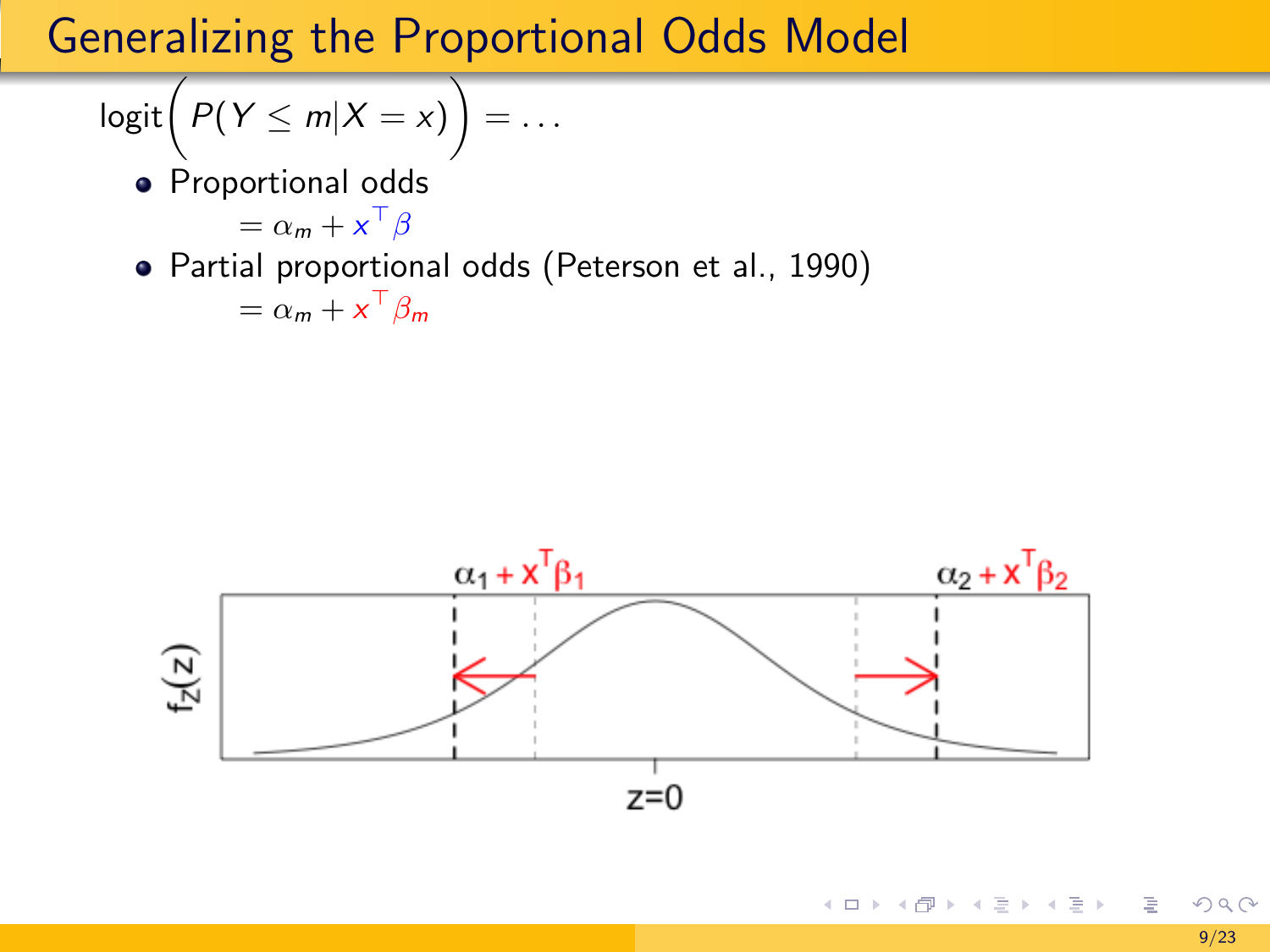# Generalizing the Proportional Odds Model

$$\text{logit}\Big( P(Y \leq m | X = x) \Big) = \ldots$$

- Proportional odds
  $= \alpha_m + x^\top \beta$
- Partial proportional odds (Peterson et al., 1990)
  $= \alpha_m + x^\top \beta_m$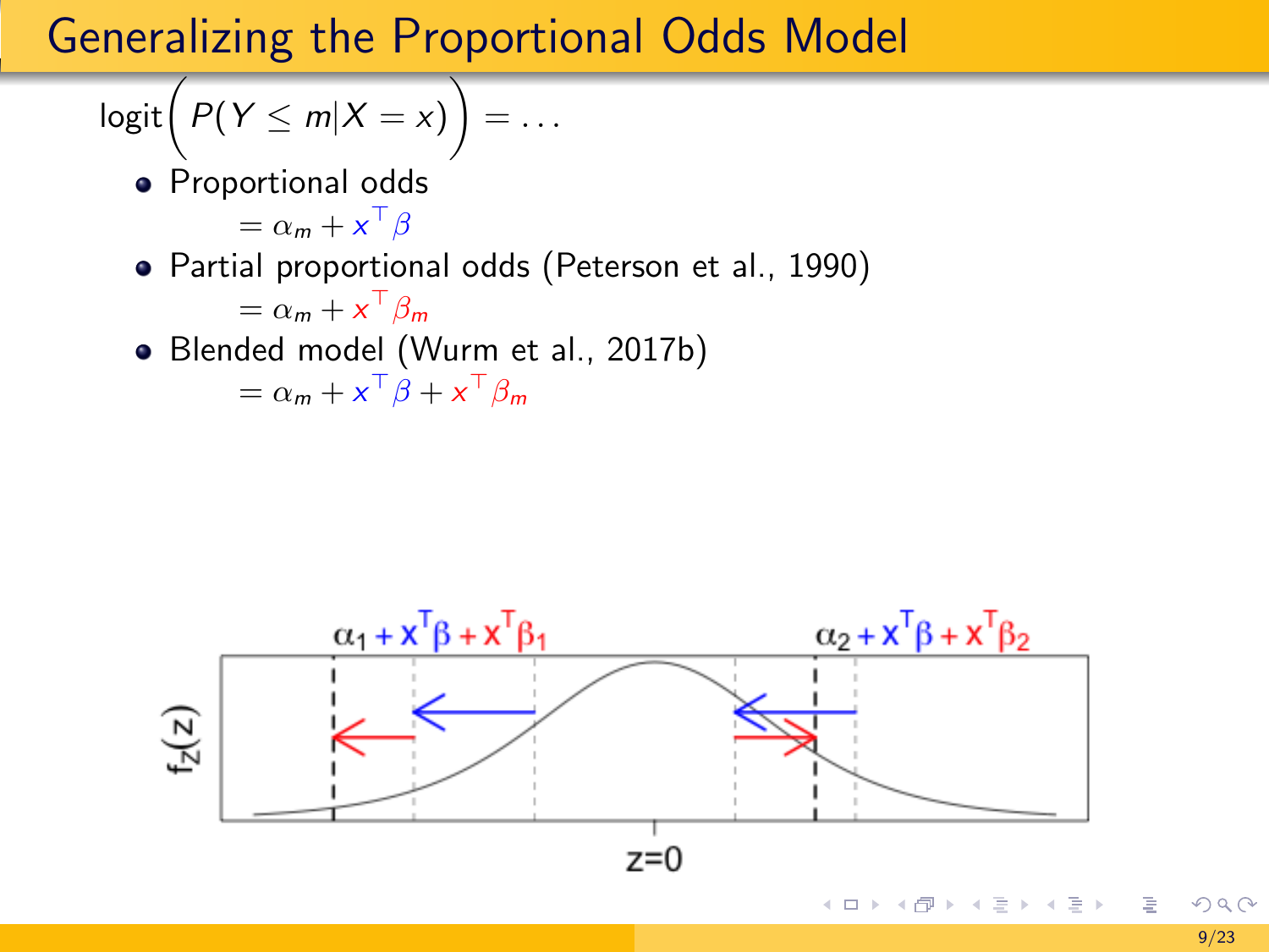# Generalizing the Proportional Odds Model

$$\text{logit}\Big(P(Y \leq m | X = x)\Big) = \ldots$$

- Proportional odds
  $= \alpha_m + x^\top \beta$
- Partial proportional odds (Peterson et al., 1990)
  $= \alpha_m + x^\top \beta_m$
- Blended model (Wurm et al., 2017b)
  $= \alpha_m + x^\top \beta + x^\top \beta_m$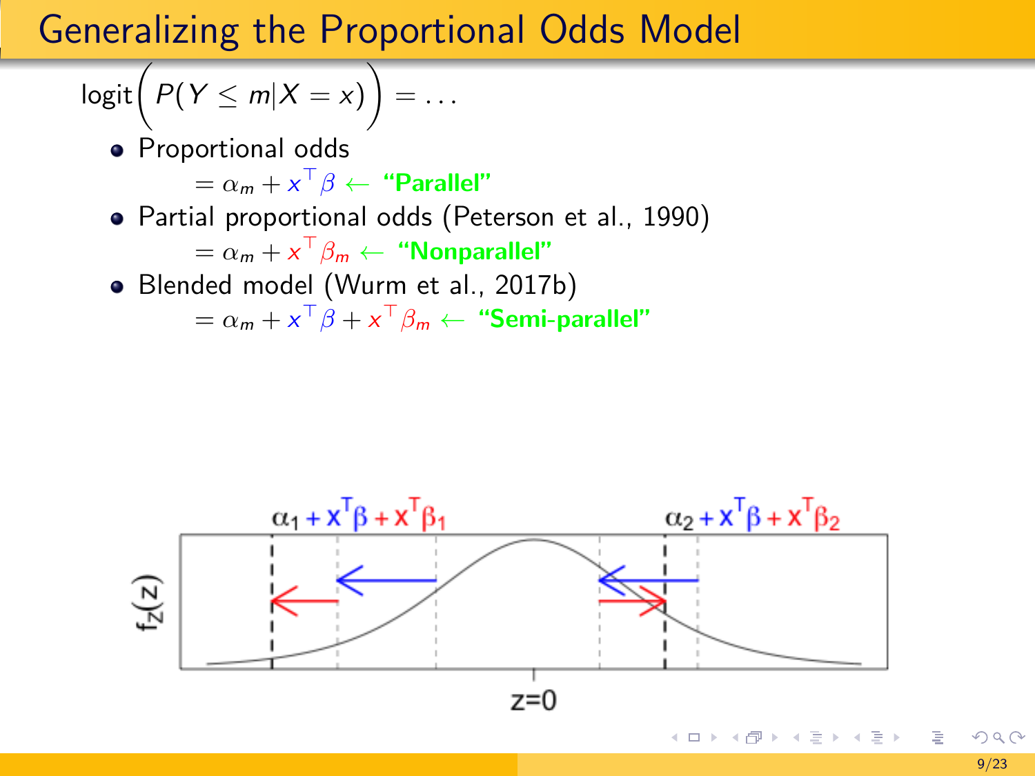# Generalizing the Proportional Odds Model

$$\text{logit}\Big(P(Y \leq m | X = x)\Big) = \ldots$$

- Proportional odds

  $= \alpha_m + x^\top\beta \leftarrow$ **"Parallel"**

- Partial proportional odds (Peterson et al., 1990)

  $= \alpha_m + x^\top\beta_m \leftarrow$ **"Nonparallel"**

- Blended model (Wurm et al., 2017b)

  $= \alpha_m + x^\top\beta + x^\top\beta_m \leftarrow$ **"Semi-parallel"**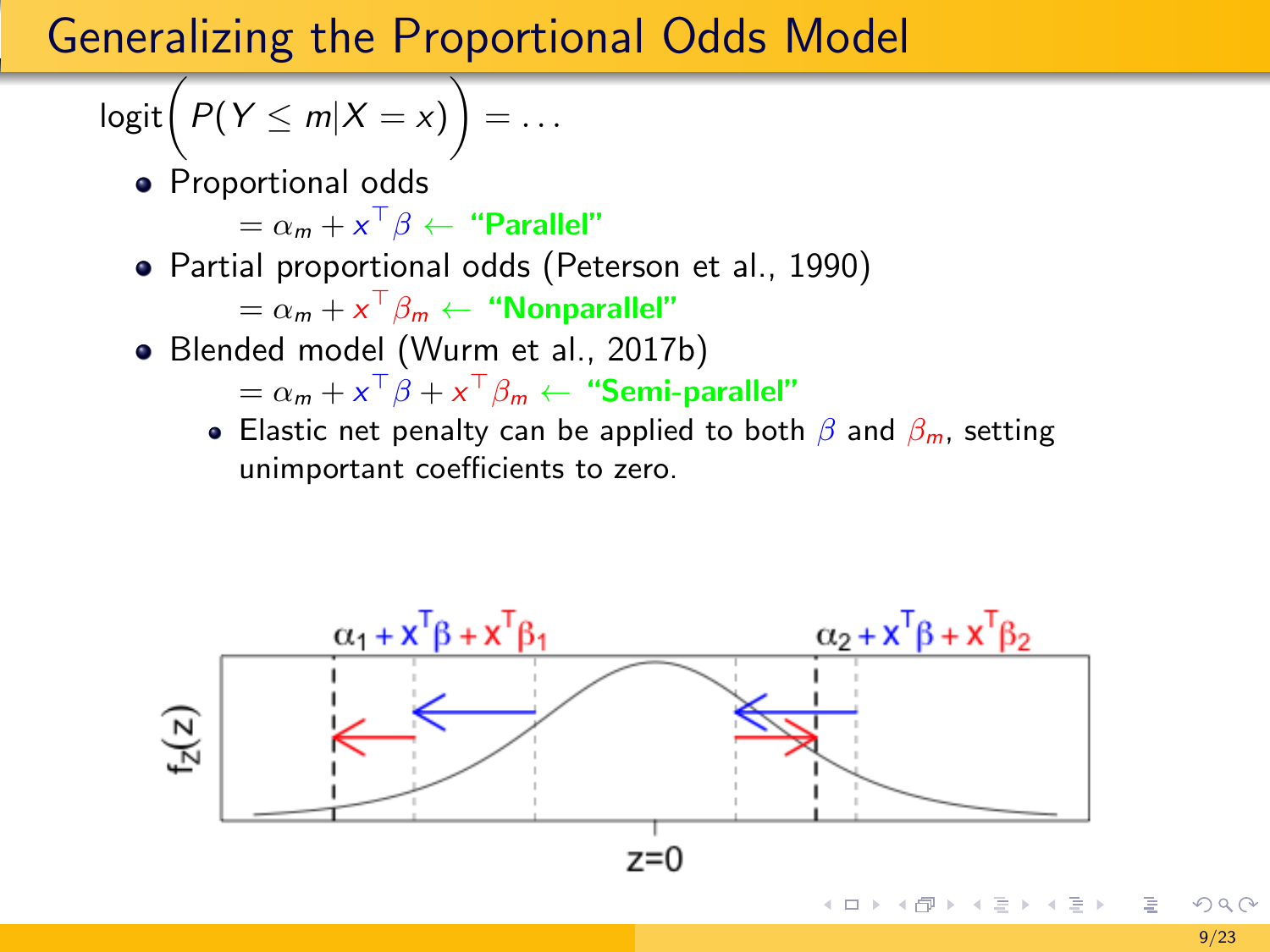# Generalizing the Proportional Odds Model

$$\text{logit}\Big(P(Y \leq m | X = x)\Big) = \ldots$$

- Proportional odds

  $= \alpha_m + x^\top \beta \leftarrow$ **"Parallel"**

- Partial proportional odds (Peterson et al., 1990)

  $= \alpha_m + x^\top \beta_m \leftarrow$ **"Nonparallel"**

- Blended model (Wurm et al., 2017b)

  $= \alpha_m + x^\top \beta + x^\top \beta_m \leftarrow$ **"Semi-parallel"**

  - Elastic net penalty can be applied to both $\beta$ and $\beta_m$, setting unimportant coefficients to zero.

$\alpha_1 + x^T\beta + x^T\beta_1$

$\alpha_2 + x^T\beta + x^T\beta_2$

$f_Z(z)$

$z=0$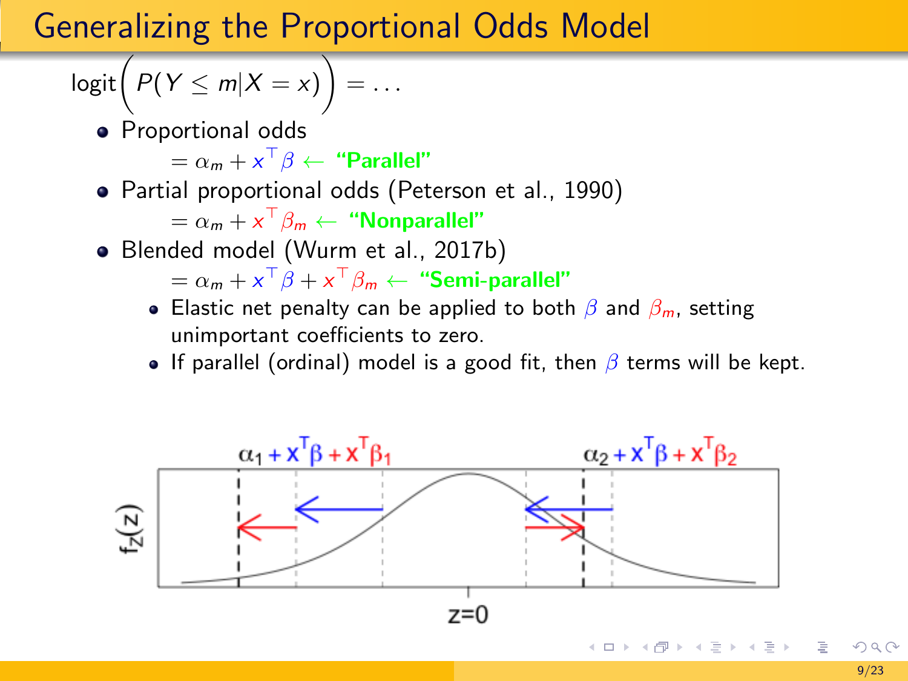# Generalizing the Proportional Odds Model

$$\text{logit}\Big(P(Y \leq m | X = x)\Big) = \dots$$

- Proportional odds

  $= \alpha_m + x^\top \beta \leftarrow$ **"Parallel"**

- Partial proportional odds (Peterson et al., 1990)

  $= \alpha_m + x^\top \beta_m \leftarrow$ **"Nonparallel"**

- Blended model (Wurm et al., 2017b)

  $= \alpha_m + x^\top \beta + x^\top \beta_m \leftarrow$ **"Semi-parallel"**

  - Elastic net penalty can be applied to both $\beta$ and $\beta_m$, setting unimportant coefficients to zero.
  - If parallel (ordinal) model is a good fit, then $\beta$ terms will be kept.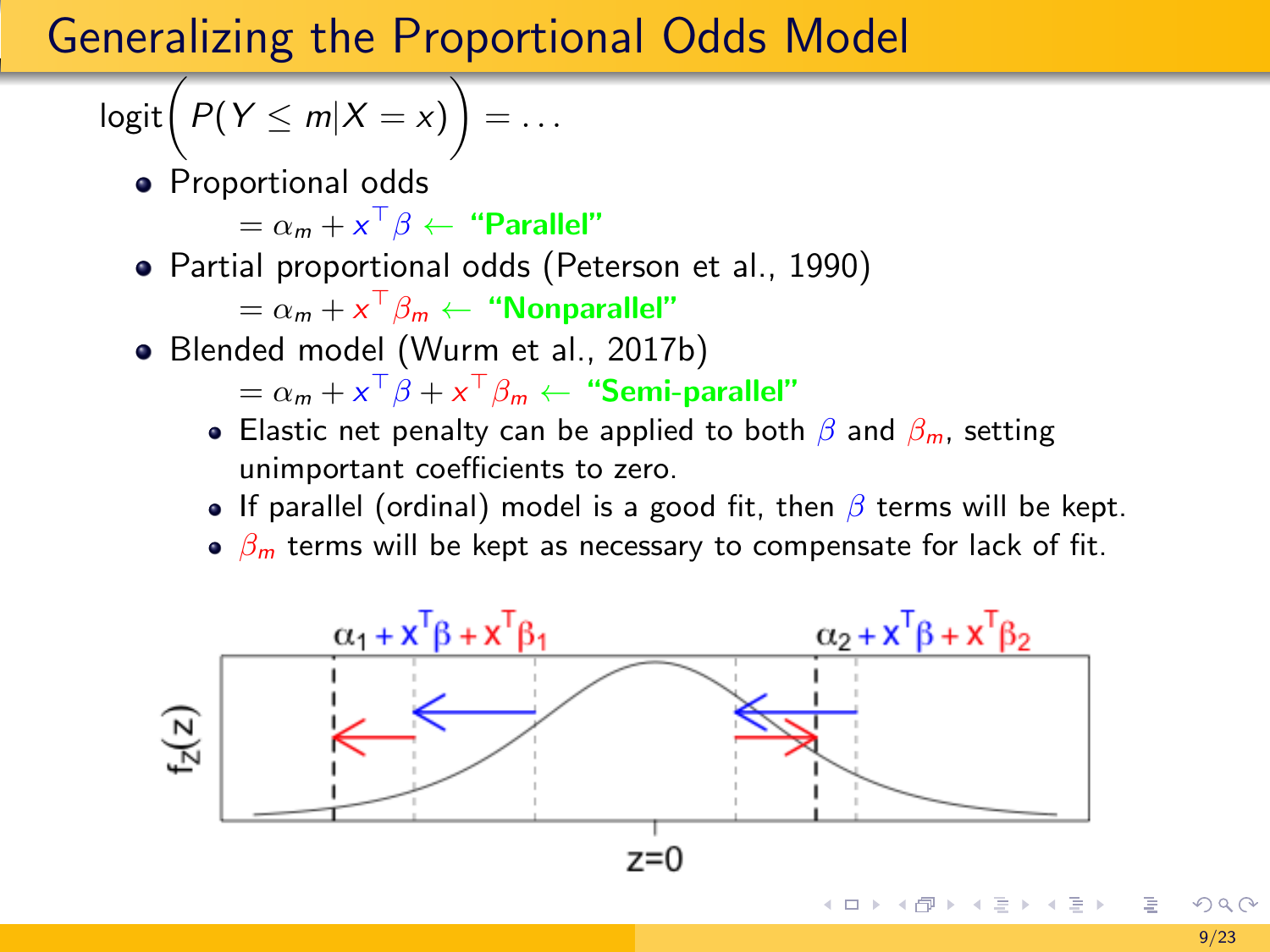# Generalizing the Proportional Odds Model

$$\text{logit}\Big(P(Y \leq m | X = x)\Big) = \ldots$$

- Proportional odds
  $= \alpha_m + x^\top \beta \leftarrow$ **"Parallel"**
- Partial proportional odds (Peterson et al., 1990)
  $= \alpha_m + x^\top \beta_m \leftarrow$ **"Nonparallel"**
- Blended model (Wurm et al., 2017b)
  $= \alpha_m + x^\top \beta + x^\top \beta_m \leftarrow$ **"Semi-parallel"**
  - Elastic net penalty can be applied to both $\beta$ and $\beta_m$, setting unimportant coefficients to zero.
  - If parallel (ordinal) model is a good fit, then $\beta$ terms will be kept.
  - $\beta_m$ terms will be kept as necessary to compensate for lack of fit.

$\alpha_1 + x^T\beta + x^T\beta_1$ $\qquad$ $\alpha_2 + x^T\beta + x^T\beta_2$

$f_Z(z)$

$z=0$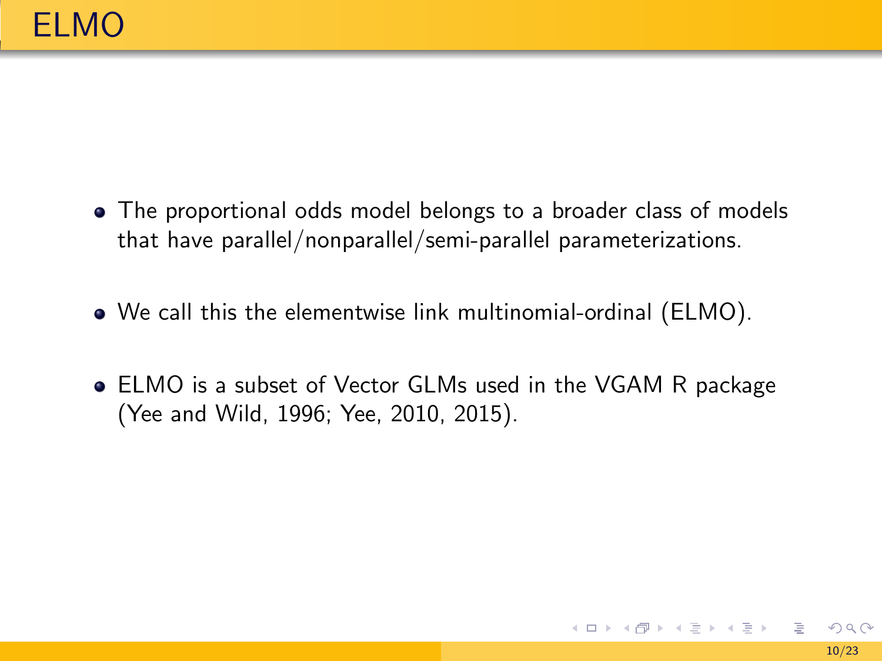# ELMO

- The proportional odds model belongs to a broader class of models that have parallel/nonparallel/semi-parallel parameterizations.
- We call this the elementwise link multinomial-ordinal (ELMO).
- ELMO is a subset of Vector GLMs used in the VGAM R package (Yee and Wild, 1996; Yee, 2010, 2015).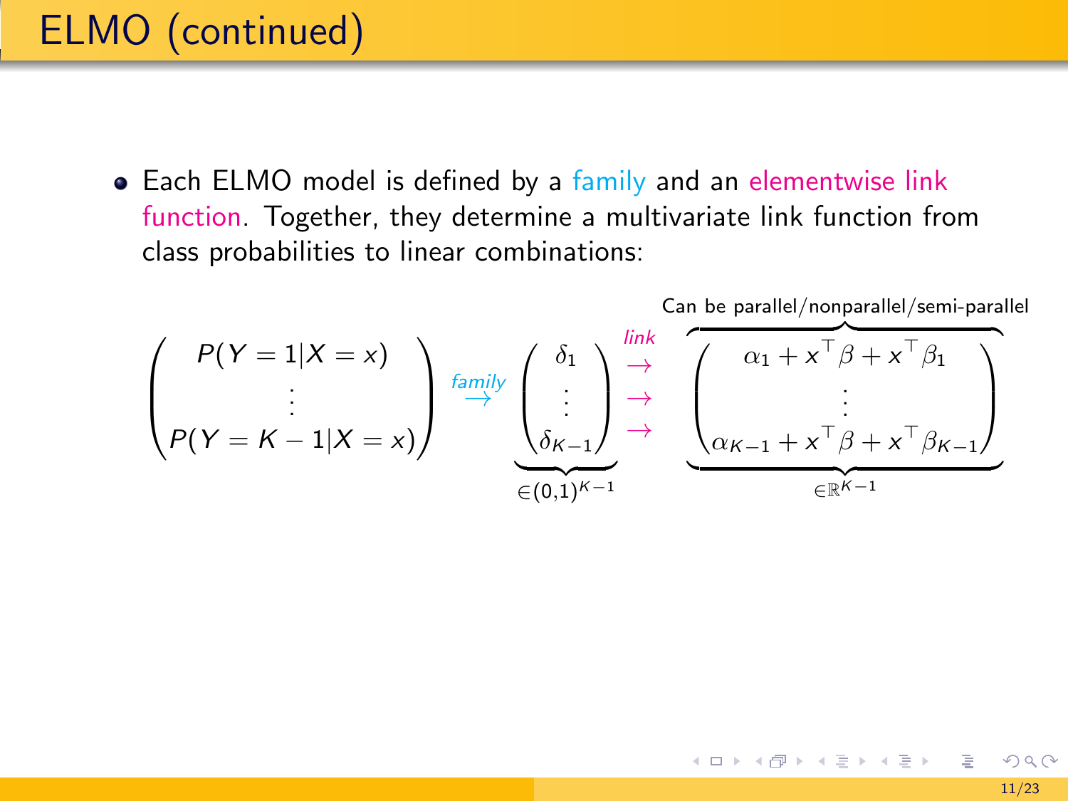# ELMO (continued)

- Each ELMO model is defined by a family and an elementwise link function. Together, they determine a multivariate link function from class probabilities to linear combinations:

$$
\begin{pmatrix} P(Y=1|X=x) \\ \vdots \\ P(Y=K-1|X=x) \end{pmatrix} \overset{family}{\longrightarrow} \underbrace{\begin{pmatrix} \delta_1 \\ \vdots \\ \delta_{K-1} \end{pmatrix}}_{\in (0,1)^{K-1}} \begin{matrix} \overset{link}{\rightarrow} \\ \rightarrow \\ \rightarrow \end{matrix} \underbrace{\overbrace{\begin{pmatrix} \alpha_1 + x^\top \beta + x^\top \beta_1 \\ \vdots \\ \alpha_{K-1} + x^\top \beta + x^\top \beta_{K-1} \end{pmatrix}}^{\text{Can be parallel/nonparallel/semi-parallel}}}_{\in \mathbb{R}^{K-1}}
$$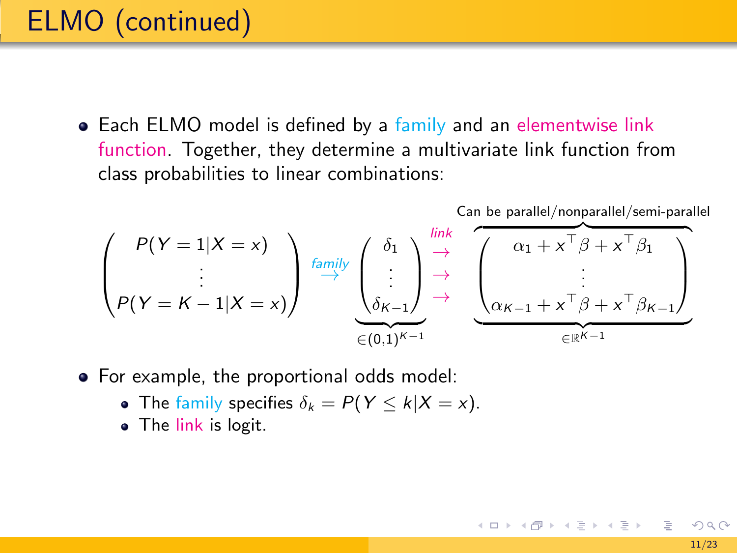# ELMO (continued)

- Each ELMO model is defined by a family and an elementwise link function. Together, they determine a multivariate link function from class probabilities to linear combinations:

$$
\begin{pmatrix} P(Y=1|X=x) \\ \vdots \\ P(Y=K-1|X=x) \end{pmatrix} \overset{family}{\longrightarrow} \underbrace{\begin{pmatrix} \delta_1 \\ \vdots \\ \delta_{K-1} \end{pmatrix}}_{\in (0,1)^{K-1}} \begin{matrix} \overset{link}{\rightarrow} \\ \rightarrow \\ \rightarrow \end{matrix} \underbrace{\overbrace{\begin{pmatrix} \alpha_1 + x^\top \beta + x^\top \beta_1 \\ \vdots \\ \alpha_{K-1} + x^\top \beta + x^\top \beta_{K-1} \end{pmatrix}}^{\text{Can be parallel/nonparallel/semi-parallel}}}_{\in \mathbb{R}^{K-1}}
$$

- For example, the proportional odds model:
  - The family specifies $\delta_k = P(Y \leq k | X = x)$.
  - The link is logit.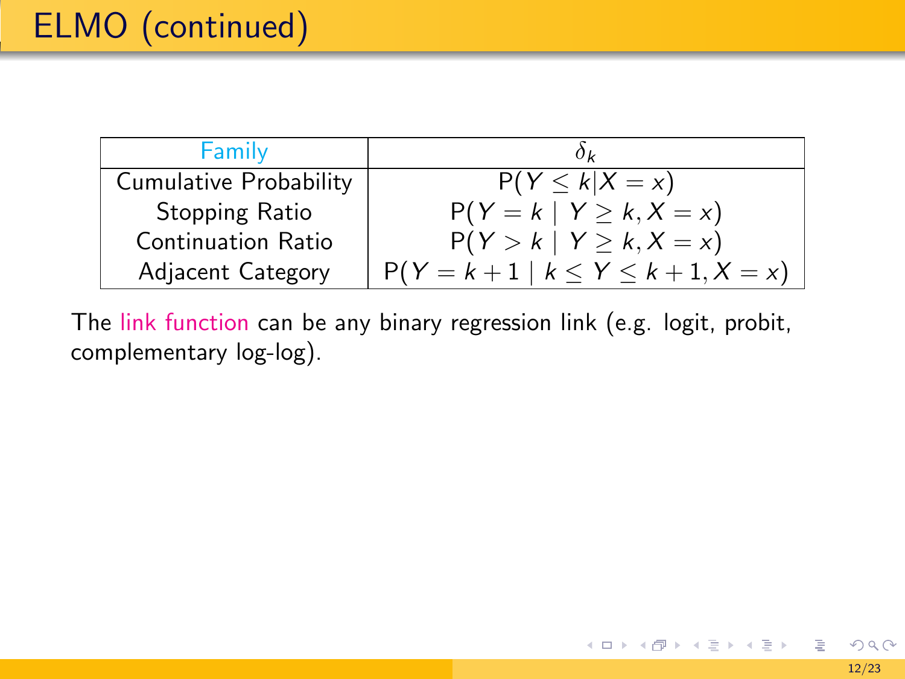# ELMO (continued)

| Family | $\delta_k$ |
|---|---|
| Cumulative Probability | $\mathrm{P}(Y \leq k \vert X = x)$ |
| Stopping Ratio | $\mathrm{P}(Y = k \mid Y \geq k, X = x)$ |
| Continuation Ratio | $\mathrm{P}(Y > k \mid Y \geq k, X = x)$ |
| Adjacent Category | $\mathrm{P}(Y = k+1 \mid k \leq Y \leq k+1, X = x)$ |

The link function can be any binary regression link (e.g. logit, probit, complementary log-log).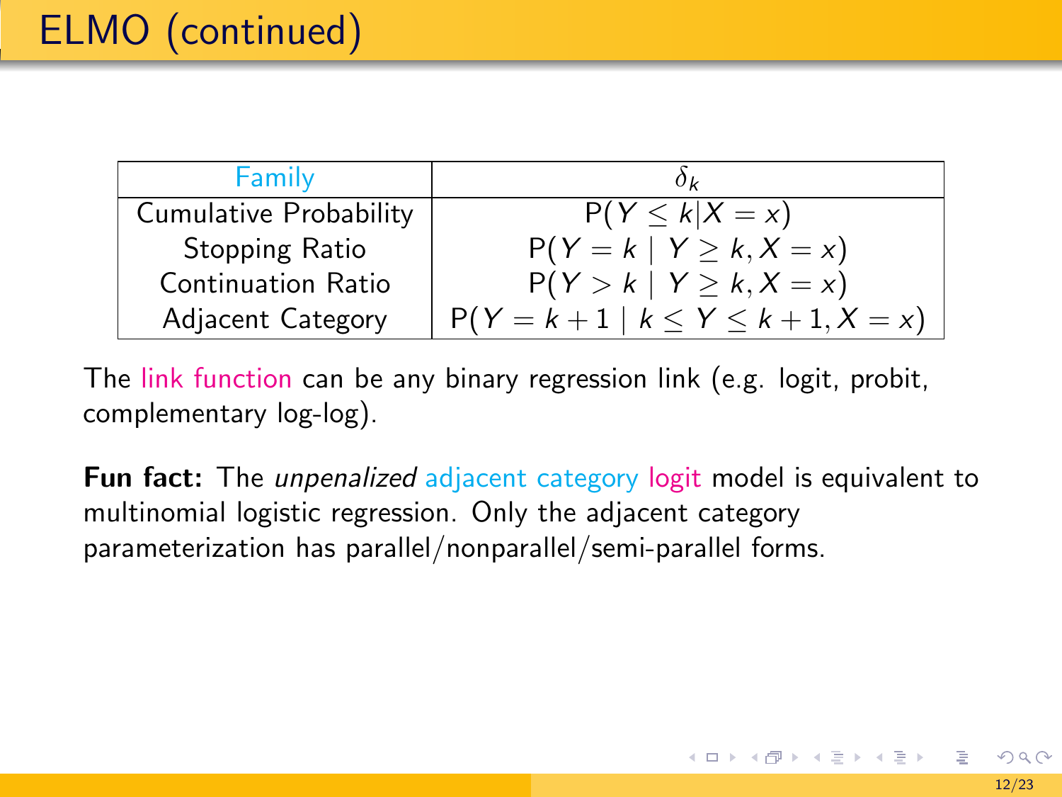# ELMO (continued)

| Family | $\delta_k$ |
|---|---|
| Cumulative Probability | $\mathrm{P}(Y \leq k \mid X = x)$ |
| Stopping Ratio | $\mathrm{P}(Y = k \mid Y \geq k, X = x)$ |
| Continuation Ratio | $\mathrm{P}(Y > k \mid Y \geq k, X = x)$ |
| Adjacent Category | $\mathrm{P}(Y = k + 1 \mid k \leq Y \leq k + 1, X = x)$ |

The link function can be any binary regression link (e.g. logit, probit, complementary log-log).

**Fun fact:** The *unpenalized* adjacent category logit model is equivalent to multinomial logistic regression. Only the adjacent category parameterization has parallel/nonparallel/semi-parallel forms.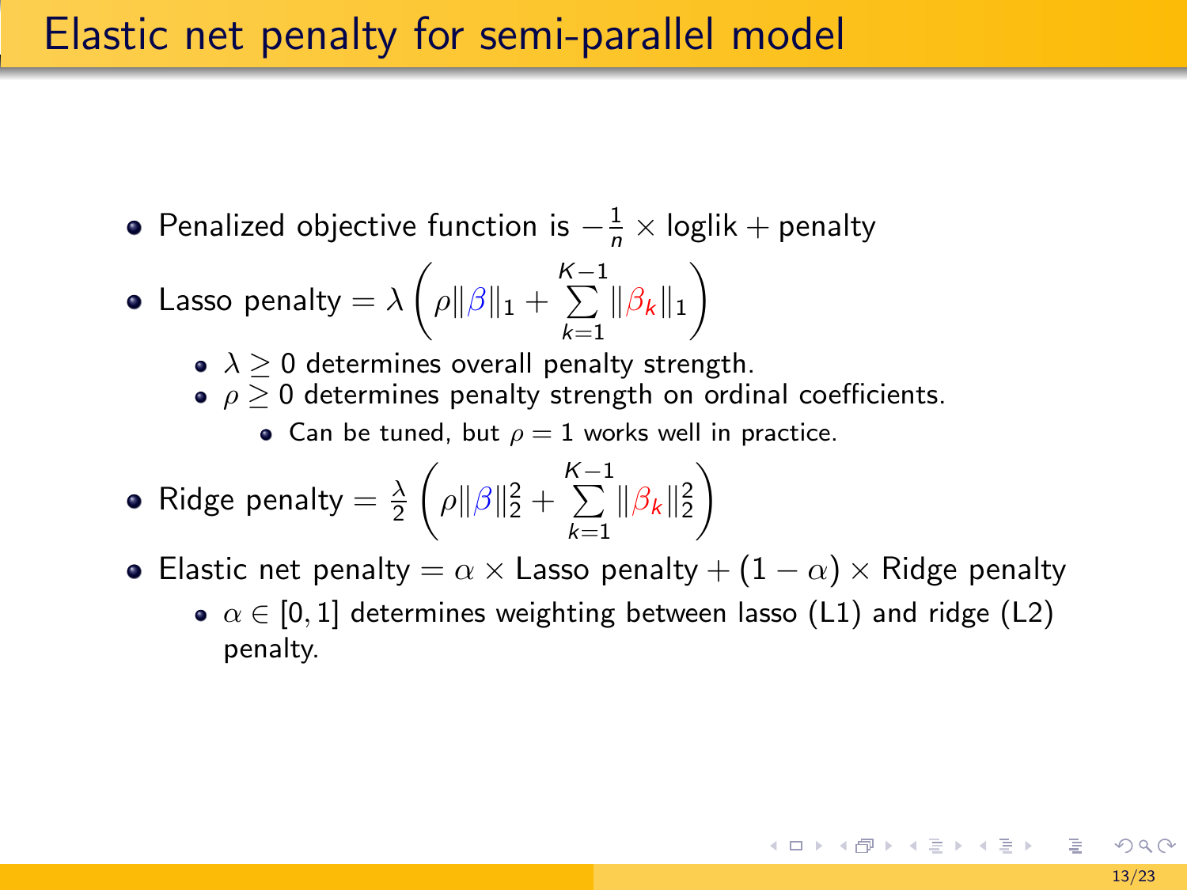# Elastic net penalty for semi-parallel model

- Penalized objective function is $-\frac{1}{n} \times \text{loglik} + \text{penalty}$
- Lasso penalty $= \lambda \left( \rho \|\beta\|_1 + \sum_{k=1}^{K-1} \|\beta_k\|_1 \right)$
  - $\lambda \geq 0$ determines overall penalty strength.
  - $\rho \geq 0$ determines penalty strength on ordinal coefficients.
    - Can be tuned, but $\rho = 1$ works well in practice.
- Ridge penalty $= \frac{\lambda}{2} \left( \rho \|\beta\|_2^2 + \sum_{k=1}^{K-1} \|\beta_k\|_2^2 \right)$
- Elastic net penalty $= \alpha \times$ Lasso penalty $+ (1 - \alpha) \times$ Ridge penalty
  - $\alpha \in [0, 1]$ determines weighting between lasso (L1) and ridge (L2) penalty.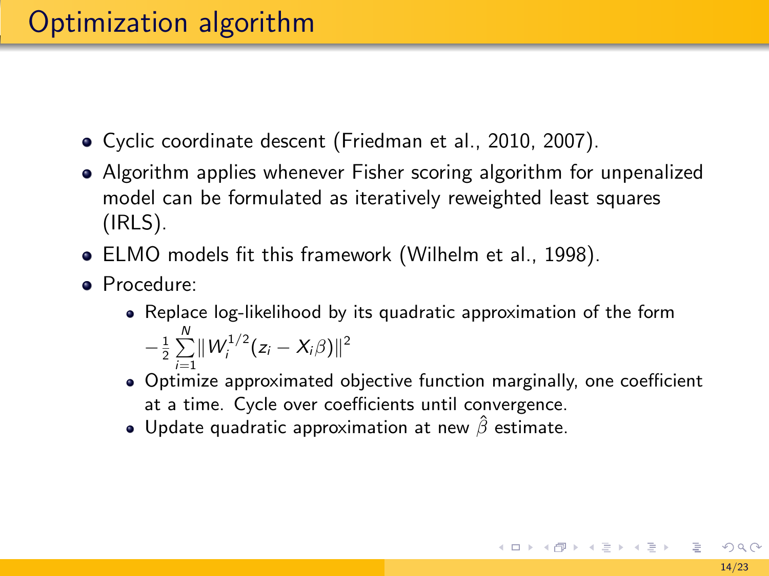# Optimization algorithm

- Cyclic coordinate descent (Friedman et al., 2010, 2007).
- Algorithm applies whenever Fisher scoring algorithm for unpenalized model can be formulated as iteratively reweighted least squares (IRLS).
- ELMO models fit this framework (Wilhelm et al., 1998).
- Procedure:
  - Replace log-likelihood by its quadratic approximation of the form $-\frac{1}{2}\sum_{i=1}^{N}\|W_i^{1/2}(z_i - X_i\beta)\|^2$
  - Optimize approximated objective function marginally, one coefficient at a time. Cycle over coefficients until convergence.
  - Update quadratic approximation at new $\hat{\beta}$ estimate.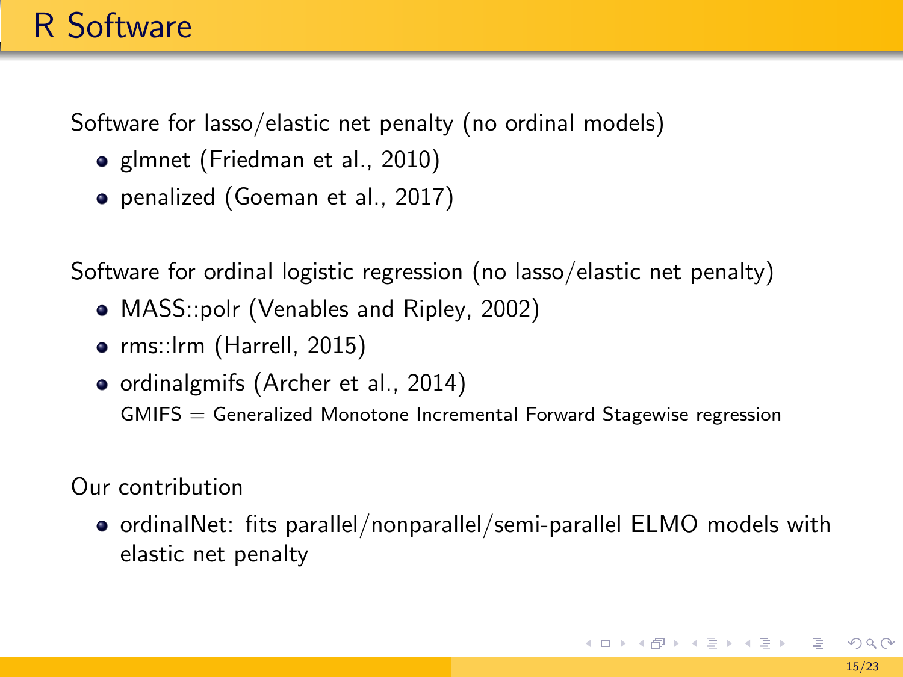# R Software

Software for lasso/elastic net penalty (no ordinal models)

- glmnet (Friedman et al., 2010)
- penalized (Goeman et al., 2017)

Software for ordinal logistic regression (no lasso/elastic net penalty)

- MASS::polr (Venables and Ripley, 2002)
- rms::lrm (Harrell, 2015)
- ordinalgmifs (Archer et al., 2014)
  GMIFS = Generalized Monotone Incremental Forward Stagewise regression

Our contribution

- ordinalNet: fits parallel/nonparallel/semi-parallel ELMO models with elastic net penalty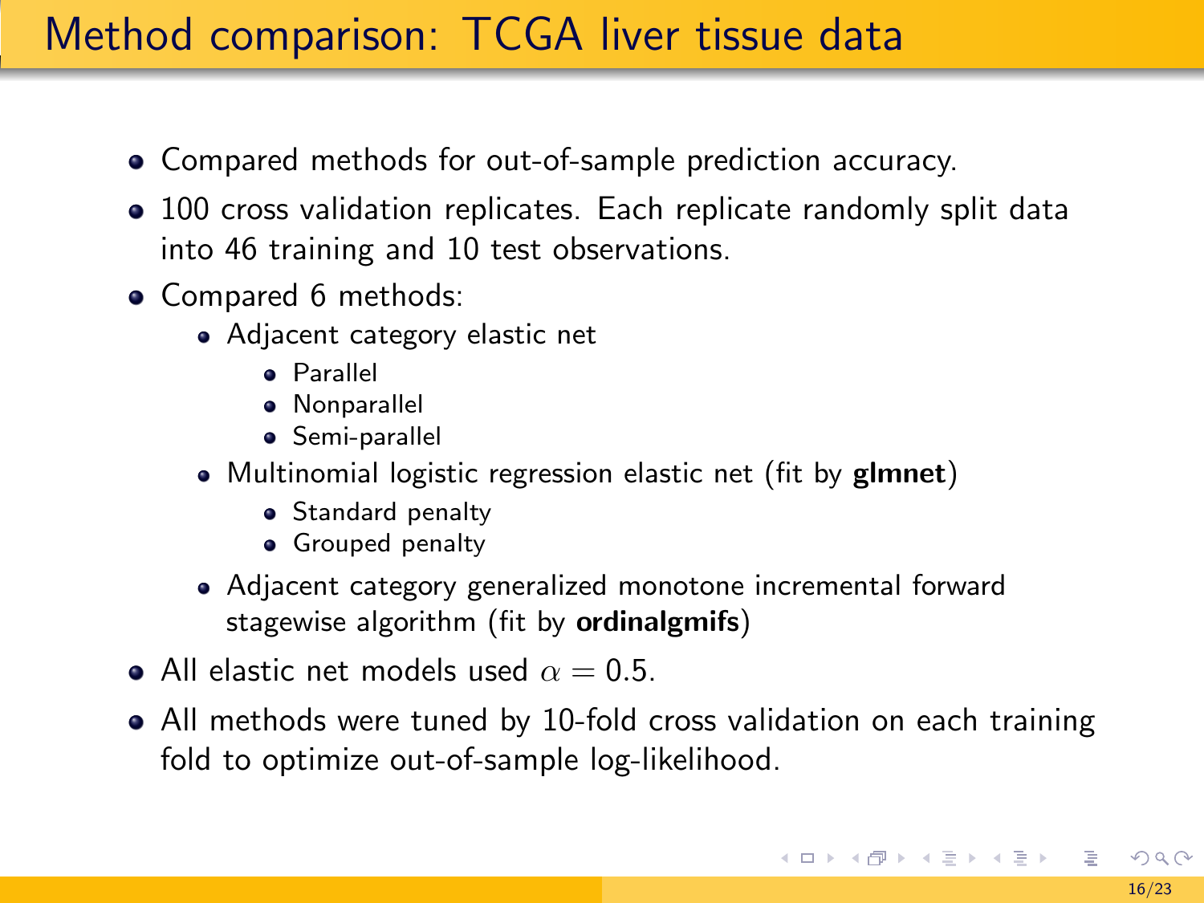# Method comparison: TCGA liver tissue data

- Compared methods for out-of-sample prediction accuracy.
- 100 cross validation replicates. Each replicate randomly split data into 46 training and 10 test observations.
- Compared 6 methods:
  - Adjacent category elastic net
    - Parallel
    - Nonparallel
    - Semi-parallel
  - Multinomial logistic regression elastic net (fit by **glmnet**)
    - Standard penalty
    - Grouped penalty
  - Adjacent category generalized monotone incremental forward stagewise algorithm (fit by **ordinalgmifs**)
- All elastic net models used $\alpha = 0.5$.
- All methods were tuned by 10-fold cross validation on each training fold to optimize out-of-sample log-likelihood.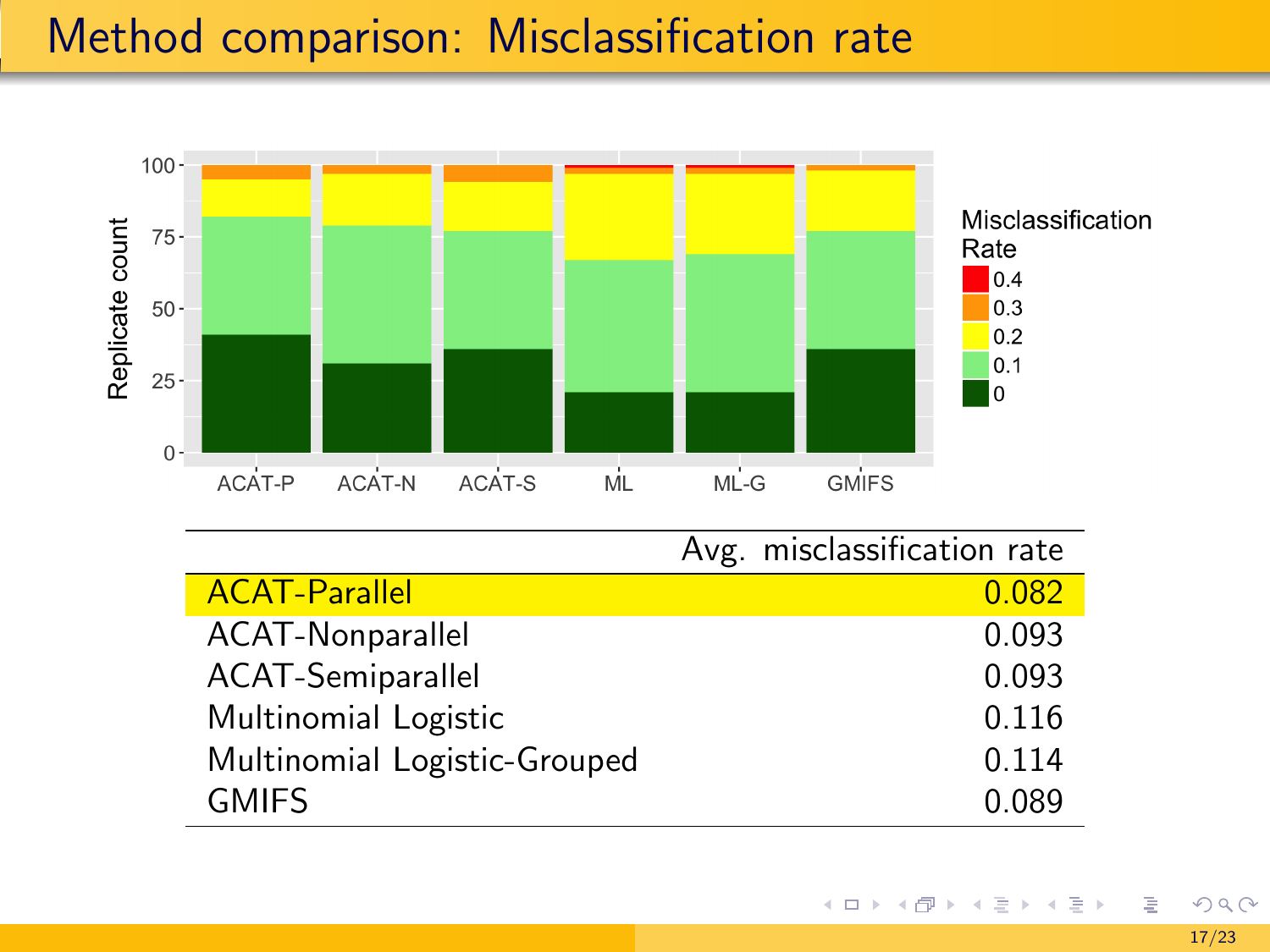# Method comparison: Misclassification rate

| | Avg. misclassification rate |
|---|---|
| ACAT-Parallel | 0.082 |
| ACAT-Nonparallel | 0.093 |
| ACAT-Semiparallel | 0.093 |
| Multinomial Logistic | 0.116 |
| Multinomial Logistic-Grouped | 0.114 |
| GMIFS | 0.089 |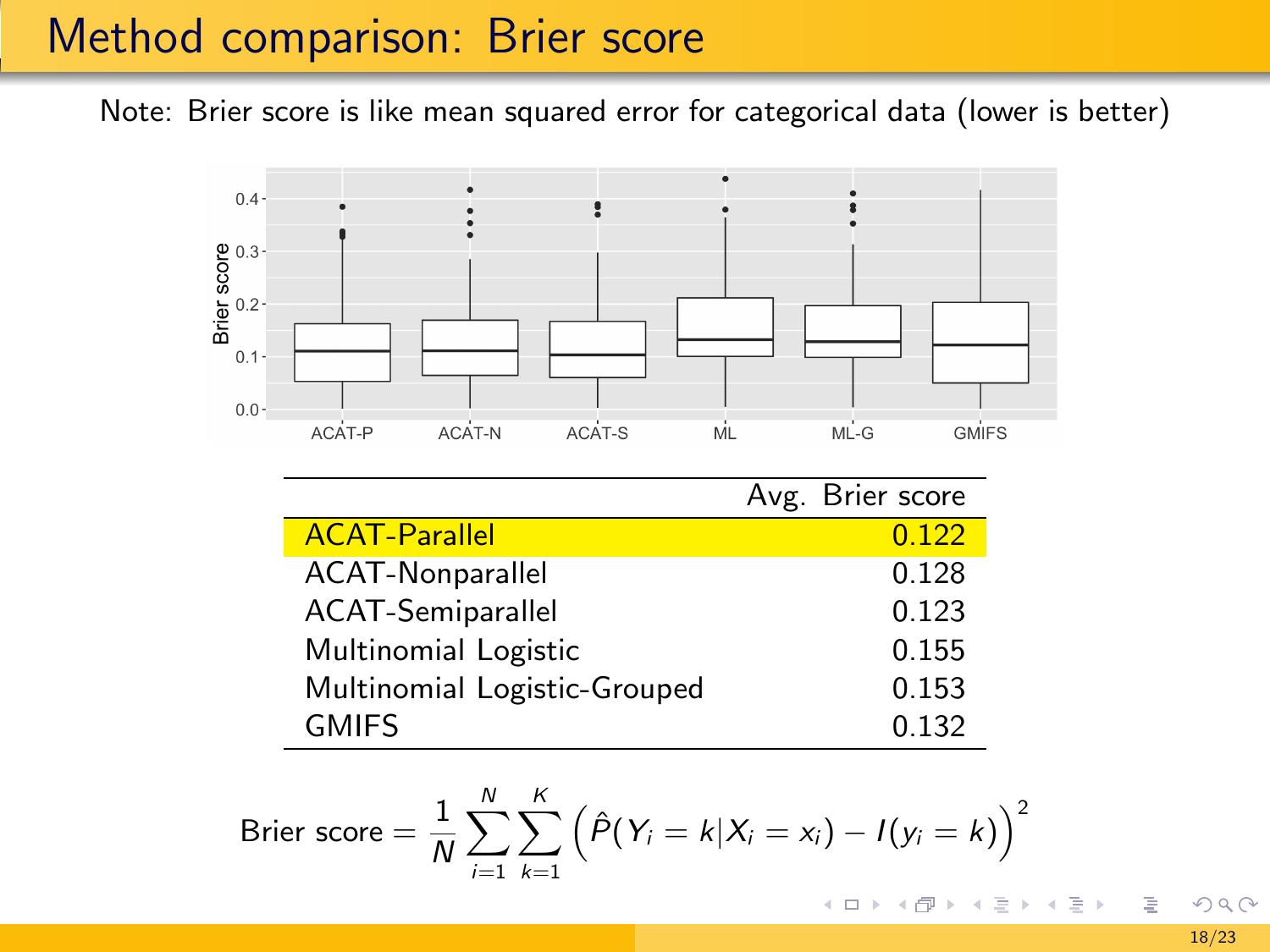# Method comparison: Brier score

Note: Brier score is like mean squared error for categorical data (lower is better)

| | Avg. Brier score |
|---|---|
| ACAT-Parallel | 0.122 |
| ACAT-Nonparallel | 0.128 |
| ACAT-Semiparallel | 0.123 |
| Multinomial Logistic | 0.155 |
| Multinomial Logistic-Grouped | 0.153 |
| GMIFS | 0.132 |

$$\text{Brier score} = \frac{1}{N}\sum_{i=1}^{N}\sum_{k=1}^{K}\Big(\hat{P}(Y_i = k|X_i = x_i) - I(y_i = k)\Big)^2$$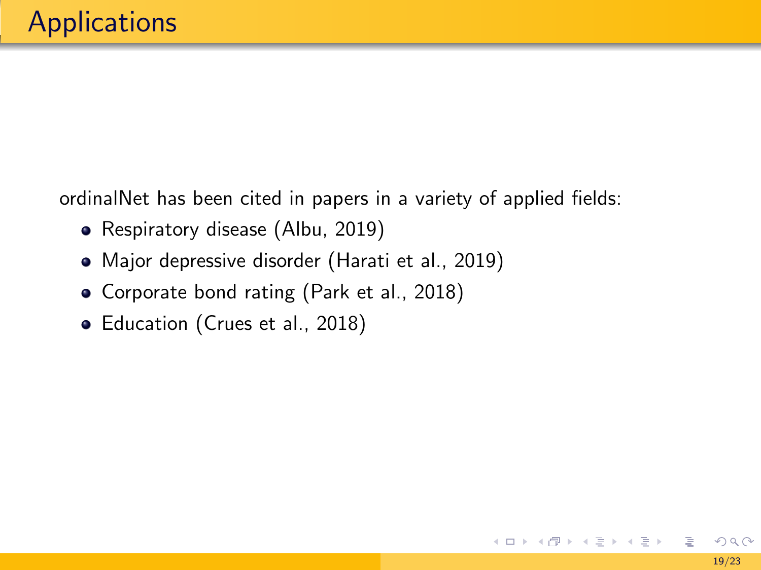# Applications

ordinalNet has been cited in papers in a variety of applied fields:

- Respiratory disease (Albu, 2019)
- Major depressive disorder (Harati et al., 2019)
- Corporate bond rating (Park et al., 2018)
- Education (Crues et al., 2018)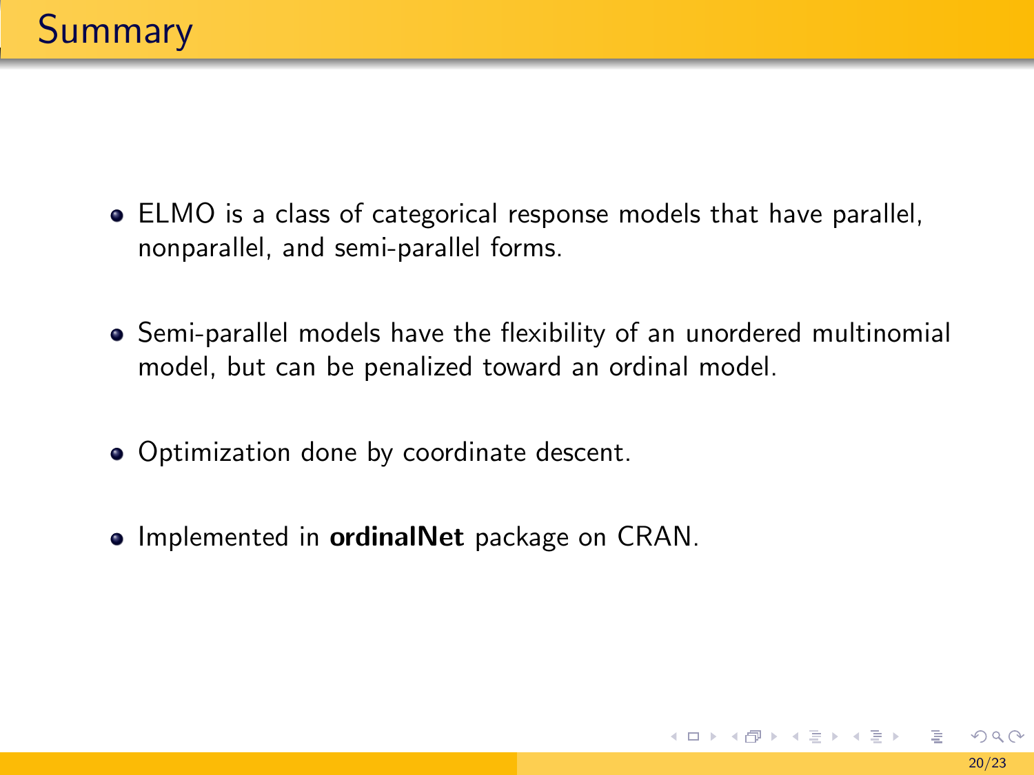# Summary

- ELMO is a class of categorical response models that have parallel, nonparallel, and semi-parallel forms.
- Semi-parallel models have the flexibility of an unordered multinomial model, but can be penalized toward an ordinal model.
- Optimization done by coordinate descent.
- Implemented in **ordinalNet** package on CRAN.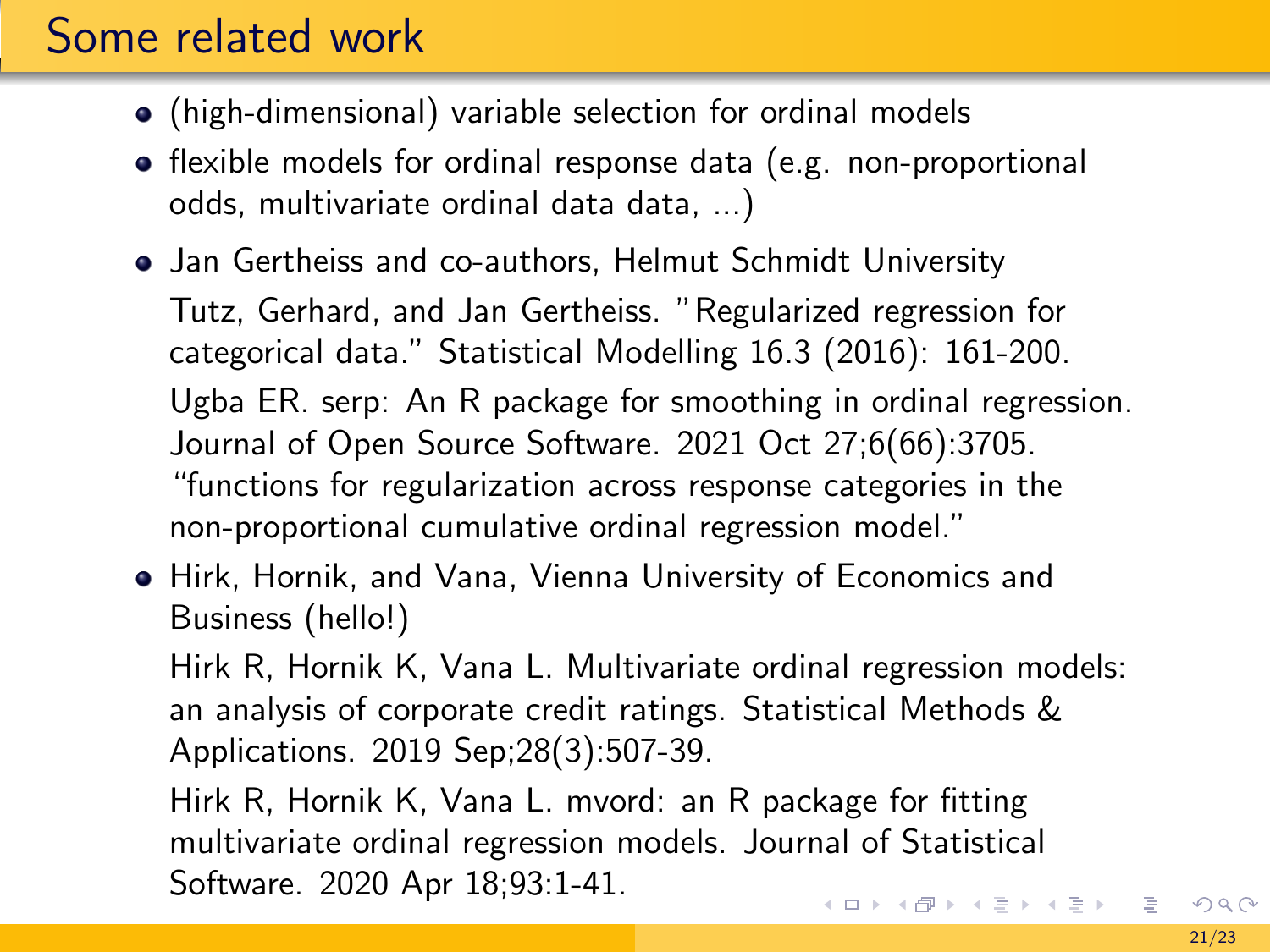# Some related work

- (high-dimensional) variable selection for ordinal models
- flexible models for ordinal response data (e.g. non-proportional odds, multivariate ordinal data data, ...)
- Jan Gertheiss and co-authors, Helmut Schmidt University

  Tutz, Gerhard, and Jan Gertheiss. "Regularized regression for categorical data." Statistical Modelling 16.3 (2016): 161-200.

  Ugba ER. serp: An R package for smoothing in ordinal regression. Journal of Open Source Software. 2021 Oct 27;6(66):3705. "functions for regularization across response categories in the non-proportional cumulative ordinal regression model."
- Hirk, Hornik, and Vana, Vienna University of Economics and Business (hello!)

  Hirk R, Hornik K, Vana L. Multivariate ordinal regression models: an analysis of corporate credit ratings. Statistical Methods & Applications. 2019 Sep;28(3):507-39.

  Hirk R, Hornik K, Vana L. mvord: an R package for fitting multivariate ordinal regression models. Journal of Statistical Software. 2020 Apr 18;93:1-41.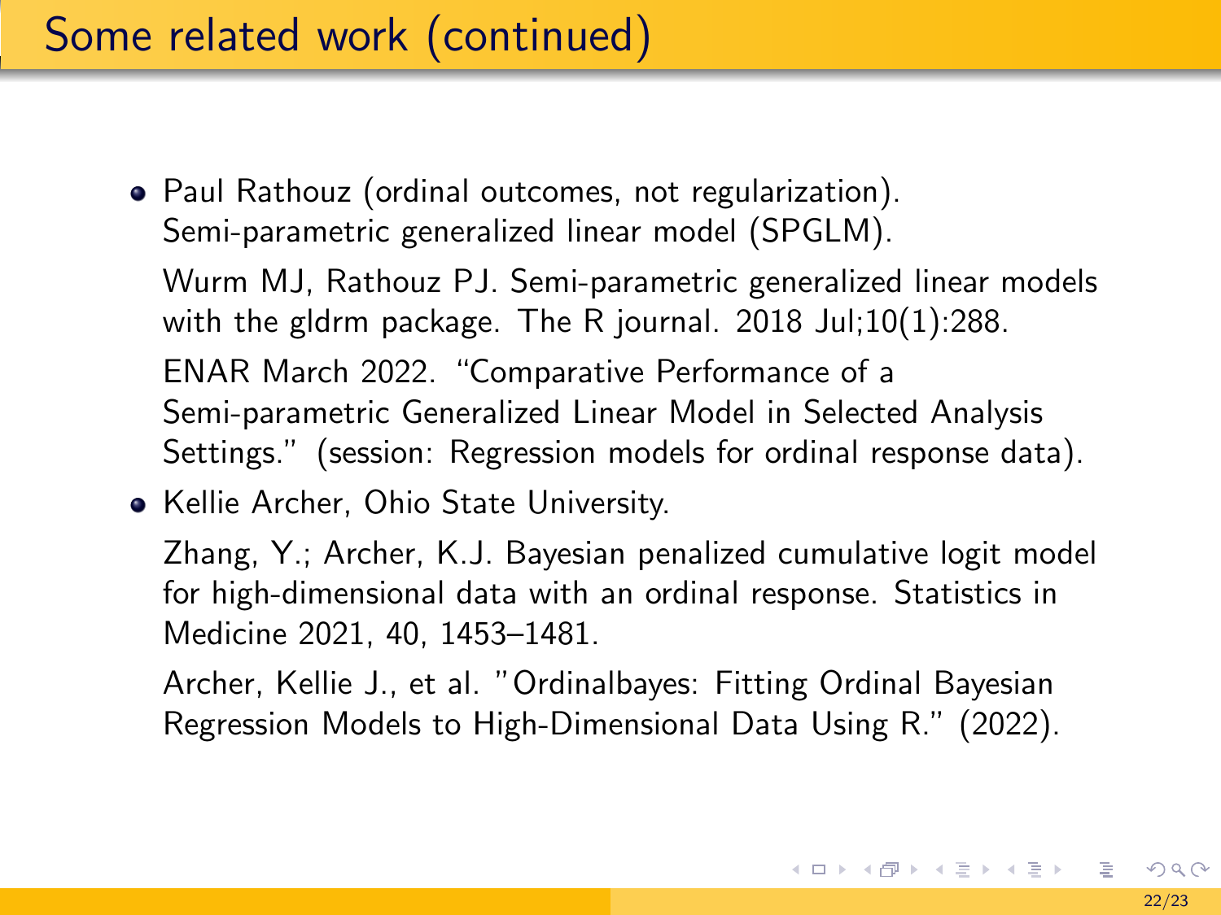# Some related work (continued)

- Paul Rathouz (ordinal outcomes, not regularization). Semi-parametric generalized linear model (SPGLM).

  Wurm MJ, Rathouz PJ. Semi-parametric generalized linear models with the gldrm package. The R journal. 2018 Jul;10(1):288.

  ENAR March 2022. "Comparative Performance of a Semi-parametric Generalized Linear Model in Selected Analysis Settings." (session: Regression models for ordinal response data).

- Kellie Archer, Ohio State University.

  Zhang, Y.; Archer, K.J. Bayesian penalized cumulative logit model for high-dimensional data with an ordinal response. Statistics in Medicine 2021, 40, 1453–1481.

  Archer, Kellie J., et al. "Ordinalbayes: Fitting Ordinal Bayesian Regression Models to High-Dimensional Data Using R." (2022).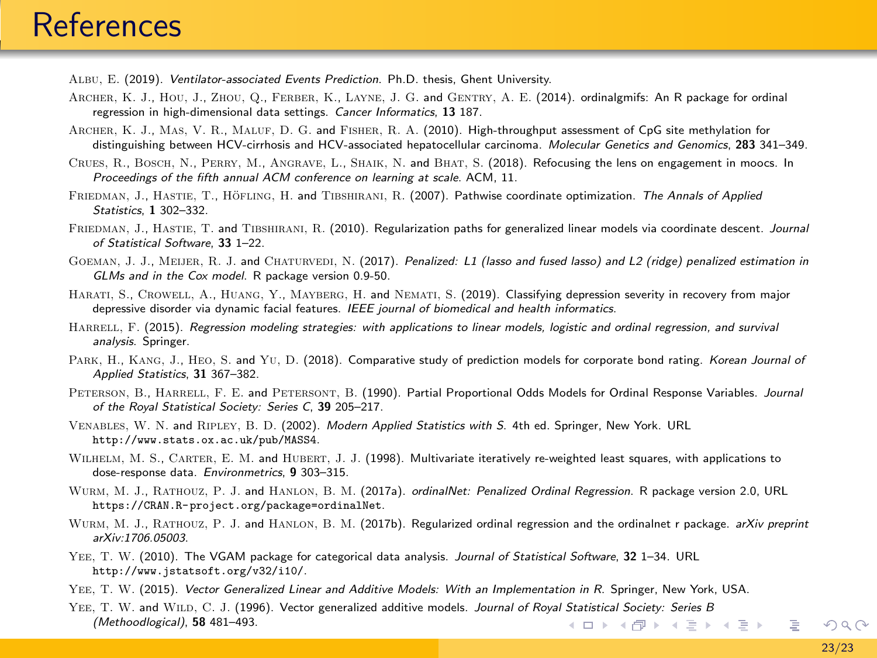# References

Albu, E. (2019). *Ventilator-associated Events Prediction*. Ph.D. thesis, Ghent University.

Archer, K. J., Hou, J., Zhou, Q., Ferber, K., Layne, J. G. and Gentry, A. E. (2014). ordinalgmifs: An R package for ordinal regression in high-dimensional data settings. *Cancer Informatics*, **13** 187.

Archer, K. J., Mas, V. R., Maluf, D. G. and Fisher, R. A. (2010). High-throughput assessment of CpG site methylation for distinguishing between HCV-cirrhosis and HCV-associated hepatocellular carcinoma. *Molecular Genetics and Genomics*, **283** 341–349.

Crues, R., Bosch, N., Perry, M., Angrave, L., Shaik, N. and Bhat, S. (2018). Refocusing the lens on engagement in moocs. In *Proceedings of the fifth annual ACM conference on learning at scale*. ACM, 11.

Friedman, J., Hastie, T., Höfling, H. and Tibshirani, R. (2007). Pathwise coordinate optimization. *The Annals of Applied Statistics*, **1** 302–332.

Friedman, J., Hastie, T. and Tibshirani, R. (2010). Regularization paths for generalized linear models via coordinate descent. *Journal of Statistical Software*, **33** 1–22.

Goeman, J. J., Meijer, R. J. and Chaturvedi, N. (2017). *Penalized: L1 (lasso and fused lasso) and L2 (ridge) penalized estimation in GLMs and in the Cox model*. R package version 0.9-50.

Harati, S., Crowell, A., Huang, Y., Mayberg, H. and Nemati, S. (2019). Classifying depression severity in recovery from major depressive disorder via dynamic facial features. *IEEE journal of biomedical and health informatics*.

Harrell, F. (2015). *Regression modeling strategies: with applications to linear models, logistic and ordinal regression, and survival analysis*. Springer.

Park, H., Kang, J., Heo, S. and Yu, D. (2018). Comparative study of prediction models for corporate bond rating. *Korean Journal of Applied Statistics*, **31** 367–382.

Peterson, B., Harrell, F. E. and Petersont, B. (1990). Partial Proportional Odds Models for Ordinal Response Variables. *Journal of the Royal Statistical Society: Series C*, **39** 205–217.

Venables, W. N. and Ripley, B. D. (2002). *Modern Applied Statistics with S*. 4th ed. Springer, New York. URL http://www.stats.ox.ac.uk/pub/MASS4.

Wilhelm, M. S., Carter, E. M. and Hubert, J. J. (1998). Multivariate iteratively re-weighted least squares, with applications to dose-response data. *Environmetrics*, **9** 303–315.

Wurm, M. J., Rathouz, P. J. and Hanlon, B. M. (2017a). *ordinalNet: Penalized Ordinal Regression*. R package version 2.0, URL https://CRAN.R-project.org/package=ordinalNet.

Wurm, M. J., Rathouz, P. J. and Hanlon, B. M. (2017b). Regularized ordinal regression and the ordinalnet r package. *arXiv preprint arXiv:1706.05003*.

Yee, T. W. (2010). The VGAM package for categorical data analysis. *Journal of Statistical Software*, **32** 1–34. URL http://www.jstatsoft.org/v32/i10/.

Yee, T. W. (2015). *Vector Generalized Linear and Additive Models: With an Implementation in R*. Springer, New York, USA.

Yee, T. W. and Wild, C. J. (1996). Vector generalized additive models. *Journal of Royal Statistical Society: Series B (Methoodlogical)*, **58** 481–493.